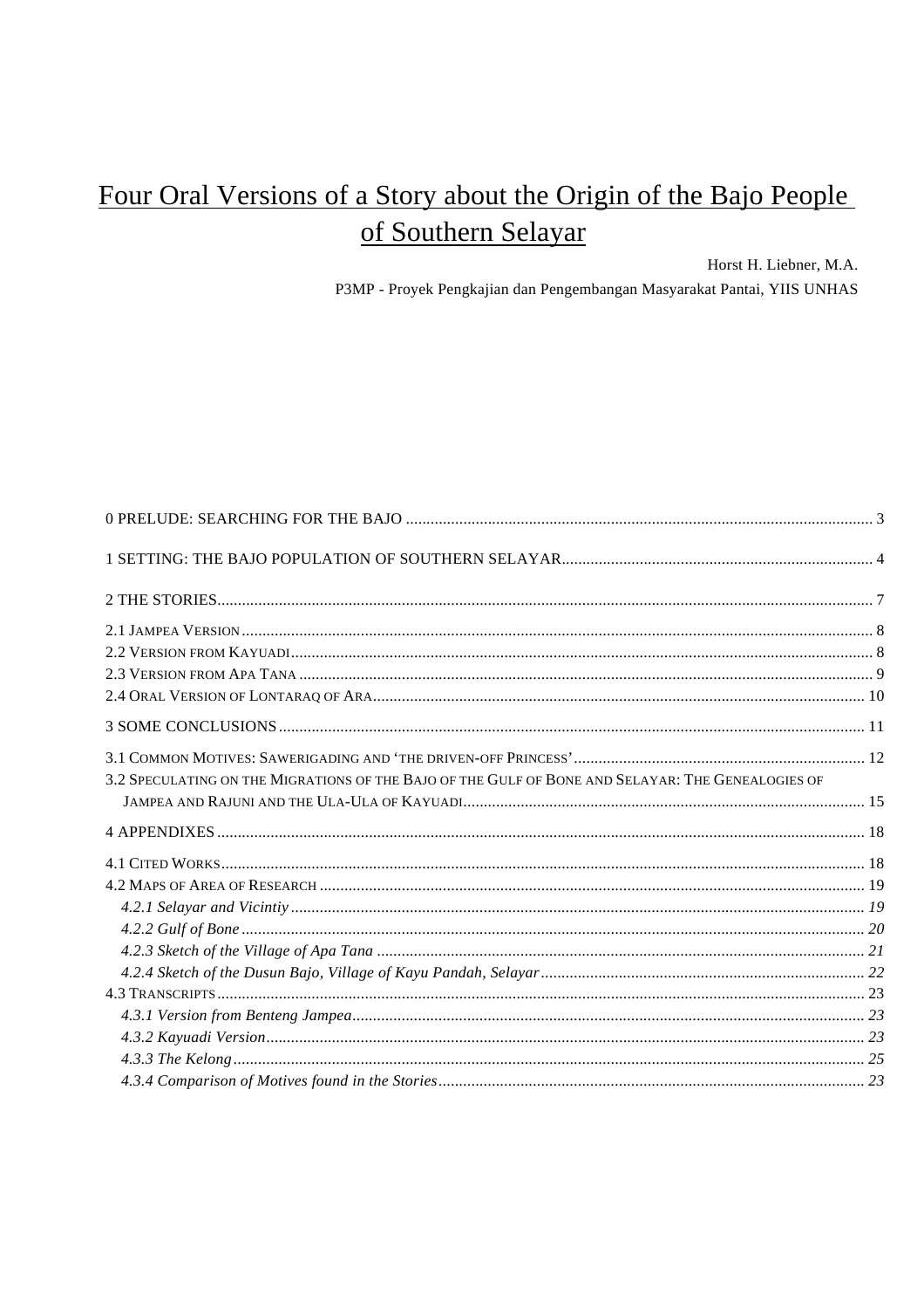# Four Oral Versions of a Story about the Origin of the Bajo People of Southern Selayar

Horst H. Liebner, M.A.

P3MP - Proyek Pengkajian dan Pengembangan Masyarakat Pantai, YIIS UNHAS

0 PRELUDE: SEARCHING FOR THE BAJO .......... 3

1 SETTING: THE BAJO POPULATION OF SOUTHERN SELAYAR .......... 4

2 THE STORIES .......... 7

2.1 JAMPEA VERSION .......... 8
2.2 VERSION FROM KAYUADI .......... 8
2.3 VERSION FROM APA TANA .......... 9
2.4 ORAL VERSION OF LONTARAQ OF ARA .......... 10

3 SOME CONCLUSIONS .......... 11

3.1 COMMON MOTIVES: SAWERIGADING AND 'THE DRIVEN-OFF PRINCESS' .......... 12
3.2 SPECULATING ON THE MIGRATIONS OF THE BAJO OF THE GULF OF BONE AND SELAYAR: THE GENEALOGIES OF JAMPEA AND RAJUNI AND THE ULA-ULA OF KAYUADI .......... 15

4 APPENDIXES .......... 18

4.1 CITED WORKS .......... 18
4.2 MAPS OF AREA OF RESEARCH .......... 19
*4.2.1 Selayar and Vicintiy* .......... 19
*4.2.2 Gulf of Bone* .......... 20
*4.2.3 Sketch of the Village of Apa Tana* .......... 21
*4.2.4 Sketch of the Dusun Bajo, Village of Kayu Pandah, Selayar* .......... 22
4.3 TRANSCRIPTS .......... 23
*4.3.1 Version from Benteng Jampea* .......... 23
*4.3.2 Kayuadi Version* .......... 23
*4.3.3 The Kelong* .......... 25
*4.3.4 Comparison of Motives found in the Stories* .......... 23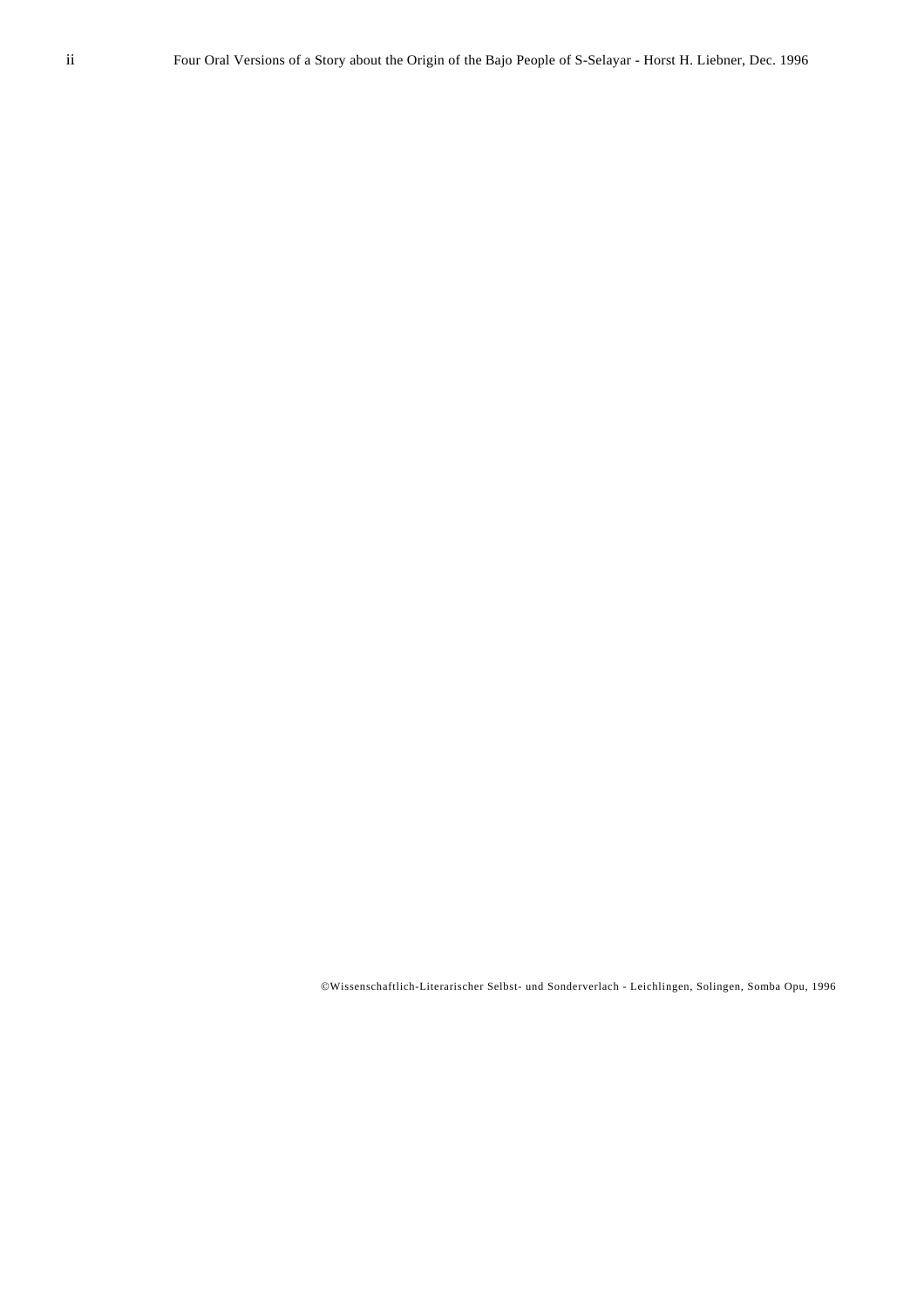©Wissenschaftlich-Literarischer Selbst- und Sonderverlach - Leichlingen, Solingen, Somba Opu, 1996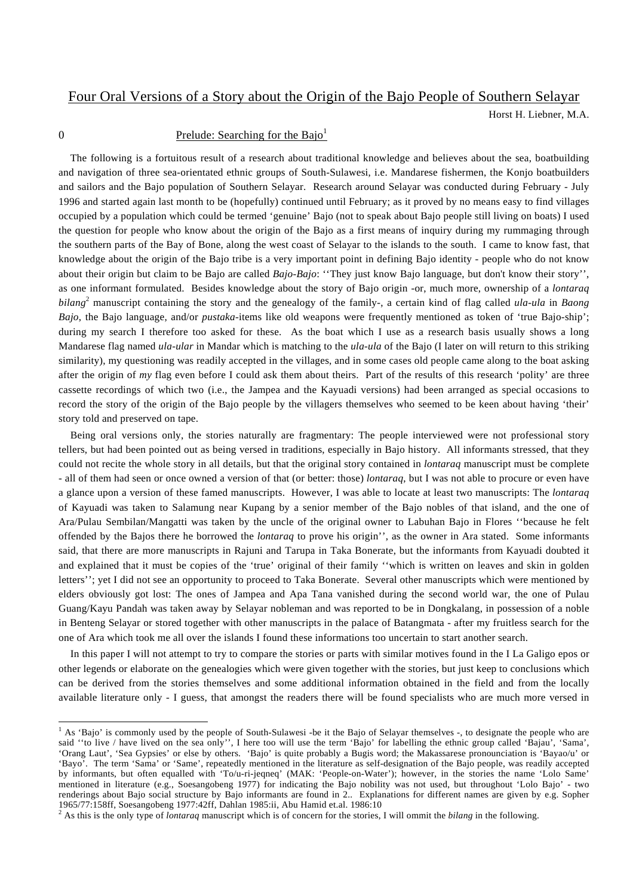# Four Oral Versions of a Story about the Origin of the Bajo People of Southern Selayar

Horst H. Liebner, M.A.

## 0 Prelude: Searching for the Bajo[1]

The following is a fortuitous result of a research about traditional knowledge and believes about the sea, boatbuilding and navigation of three sea-orientated ethnic groups of South-Sulawesi, i.e. Mandarese fishermen, the Konjo boatbuilders and sailors and the Bajo population of Southern Selayar. Research around Selayar was conducted during February - July 1996 and started again last month to be (hopefully) continued until February; as it proved by no means easy to find villages occupied by a population which could be termed 'genuine' Bajo (not to speak about Bajo people still living on boats) I used the question for people who know about the origin of the Bajo as a first means of inquiry during my rummaging through the southern parts of the Bay of Bone, along the west coast of Selayar to the islands to the south. I came to know fast, that knowledge about the origin of the Bajo tribe is a very important point in defining Bajo identity - people who do not know about their origin but claim to be Bajo are called *Bajo-Bajo*: ''They just know Bajo language, but don't know their story'', as one informant formulated. Besides knowledge about the story of Bajo origin -or, much more, ownership of a *lontaraq bilang*[2] manuscript containing the story and the genealogy of the family-, a certain kind of flag called *ula-ula* in *Baong Bajo*, the Bajo language, and/or *pustaka*-items like old weapons were frequently mentioned as token of 'true Bajo-ship'; during my search I therefore too asked for these. As the boat which I use as a research basis usually shows a long Mandarese flag named *ula-ular* in Mandar which is matching to the *ula-ula* of the Bajo (I later on will return to this striking similarity), my questioning was readily accepted in the villages, and in some cases old people came along to the boat asking after the origin of *my* flag even before I could ask them about theirs. Part of the results of this research 'polity' are three cassette recordings of which two (i.e., the Jampea and the Kayuadi versions) had been arranged as special occasions to record the story of the origin of the Bajo people by the villagers themselves who seemed to be keen about having 'their' story told and preserved on tape.

Being oral versions only, the stories naturally are fragmentary: The people interviewed were not professional story tellers, but had been pointed out as being versed in traditions, especially in Bajo history. All informants stressed, that they could not recite the whole story in all details, but that the original story contained in *lontaraq* manuscript must be complete - all of them had seen or once owned a version of that (or better: those) *lontaraq*, but I was not able to procure or even have a glance upon a version of these famed manuscripts. However, I was able to locate at least two manuscripts: The *lontaraq* of Kayuadi was taken to Salamung near Kupang by a senior member of the Bajo nobles of that island, and the one of Ara/Pulau Sembilan/Mangatti was taken by the uncle of the original owner to Labuhan Bajo in Flores ''because he felt offended by the Bajos there he borrowed the *lontaraq* to prove his origin'', as the owner in Ara stated. Some informants said, that there are more manuscripts in Rajuni and Tarupa in Taka Bonerate, but the informants from Kayuadi doubted it and explained that it must be copies of the 'true' original of their family ''which is written on leaves and skin in golden letters''; yet I did not see an opportunity to proceed to Taka Bonerate. Several other manuscripts which were mentioned by elders obviously got lost: The ones of Jampea and Apa Tana vanished during the second world war, the one of Pulau Guang/Kayu Pandah was taken away by Selayar nobleman and was reported to be in Dongkalang, in possession of a noble in Benteng Selayar or stored together with other manuscripts in the palace of Batangmata - after my fruitless search for the one of Ara which took me all over the islands I found these informations too uncertain to start another search.

In this paper I will not attempt to try to compare the stories or parts with similar motives found in the I La Galigo epos or other legends or elaborate on the genealogies which were given together with the stories, but just keep to conclusions which can be derived from the stories themselves and some additional information obtained in the field and from the locally available literature only - I guess, that amongst the readers there will be found specialists who are much more versed in

---

[1] As 'Bajo' is commonly used by the people of South-Sulawesi -be it the Bajo of Selayar themselves -, to designate the people who are said ''to live / have lived on the sea only'', I here too will use the term 'Bajo' for labelling the ethnic group called 'Bajau', 'Sama', 'Orang Laut', 'Sea Gypsies' or else by others. 'Bajo' is quite probably a Bugis word; the Makassarese pronounciation is 'Bayao/u' or 'Bayo'. The term 'Sama' or 'Same', repeatedly mentioned in the literature as self-designation of the Bajo people, was readily accepted by informants, but often equalled with 'To/u-ri-jeqneq' (MAK: 'People-on-Water'); however, in the stories the name 'Lolo Same' mentioned in literature (e.g., Soesangobeng 1977) for indicating the Bajo nobility was not used, but throughout 'Lolo Bajo' - two renderings about Bajo social structure by Bajo informants are found in 2.. Explanations for different names are given by e.g. Sopher 1965/77:158ff, Soesangobeng 1977:42ff, Dahlan 1985:ii, Abu Hamid et.al. 1986:10

[2] As this is the only type of *lontaraq* manuscript which is of concern for the stories, I will ommit the *bilang* in the following.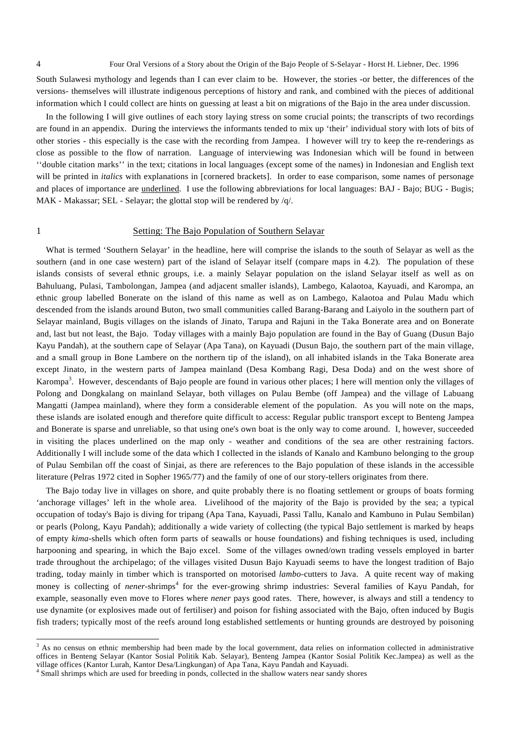South Sulawesi mythology and legends than I can ever claim to be. However, the stories -or better, the differences of the versions- themselves will illustrate indigenous perceptions of history and rank, and combined with the pieces of additional information which I could collect are hints on guessing at least a bit on migrations of the Bajo in the area under discussion.

In the following I will give outlines of each story laying stress on some crucial points; the transcripts of two recordings are found in an appendix. During the interviews the informants tended to mix up 'their' individual story with lots of bits of other stories - this especially is the case with the recording from Jampea. I however will try to keep the re-renderings as close as possible to the flow of narration. Language of interviewing was Indonesian which will be found in between ''double citation marks'' in the text; citations in local languages (except some of the names) in Indonesian and English text will be printed in *italics* with explanations in [cornered brackets]. In order to ease comparison, some names of personage and places of importance are <u>underlined</u>. I use the following abbreviations for local languages: BAJ - Bajo; BUG - Bugis; MAK - Makassar; SEL - Selayar; the glottal stop will be rendered by /q/.

## 1 <u>Setting: The Bajo Population of Southern Selayar</u>

What is termed 'Southern Selayar' in the headline, here will comprise the islands to the south of Selayar as well as the southern (and in one case western) part of the island of Selayar itself (compare maps in 4.2). The population of these islands consists of several ethnic groups, i.e. a mainly Selayar population on the island Selayar itself as well as on Bahuluang, Pulasi, Tambolongan, Jampea (and adjacent smaller islands), Lambego, Kalaotoa, Kayuadi, and Karompa, an ethnic group labelled Bonerate on the island of this name as well as on Lambego, Kalaotoa and Pulau Madu which descended from the islands around Buton, two small communities called Barang-Barang and Laiyolo in the southern part of Selayar mainland, Bugis villages on the islands of Jinato, Tarupa and Rajuni in the Taka Bonerate area and on Bonerate and, last but not least, the Bajo. Today villages with a mainly Bajo population are found in the Bay of Guang (Dusun Bajo Kayu Pandah), at the southern cape of Selayar (Apa Tana), on Kayuadi (Dusun Bajo, the southern part of the main village, and a small group in Bone Lambere on the northern tip of the island), on all inhabited islands in the Taka Bonerate area except Jinato, in the western parts of Jampea mainland (Desa Kombang Ragi, Desa Doda) and on the west shore of Karompa[3]. However, descendants of Bajo people are found in various other places; I here will mention only the villages of Polong and Dongkalang on mainland Selayar, both villages on Pulau Bembe (off Jampea) and the village of Labuang Mangatti (Jampea mainland), where they form a considerable element of the population. As you will note on the maps, these islands are isolated enough and therefore quite difficult to access: Regular public transport except to Benteng Jampea and Bonerate is sparse and unreliable, so that using one's own boat is the only way to come around. I, however, succeeded in visiting the places underlined on the map only - weather and conditions of the sea are other restraining factors. Additionally I will include some of the data which I collected in the islands of Kanalo and Kambuno belonging to the group of Pulau Sembilan off the coast of Sinjai, as there are references to the Bajo population of these islands in the accessible literature (Pelras 1972 cited in Sopher 1965/77) and the family of one of our story-tellers originates from there.

The Bajo today live in villages on shore, and quite probably there is no floating settlement or groups of boats forming 'anchorage villages' left in the whole area. Livelihood of the majority of the Bajo is provided by the sea; a typical occupation of today's Bajo is diving for tripang (Apa Tana, Kayuadi, Passi Tallu, Kanalo and Kambuno in Pulau Sembilan) or pearls (Polong, Kayu Pandah); additionally a wide variety of collecting (the typical Bajo settlement is marked by heaps of empty *kima*-shells which often form parts of seawalls or house foundations) and fishing techniques is used, including harpooning and spearing, in which the Bajo excel. Some of the villages owned/own trading vessels employed in barter trade throughout the archipelago; of the villages visited Dusun Bajo Kayuadi seems to have the longest tradition of Bajo trading, today mainly in timber which is transported on motorised *lambo*-cutters to Java. A quite recent way of making money is collecting of *nener*-shrimps[4] for the ever-growing shrimp industries: Several families of Kayu Pandah, for example, seasonally even move to Flores where *nener* pays good rates. There, however, is always and still a tendency to use dynamite (or explosives made out of fertiliser) and poison for fishing associated with the Bajo, often induced by Bugis fish traders; typically most of the reefs around long established settlements or hunting grounds are destroyed by poisoning

---

[3] As no census on ethnic membership had been made by the local government, data relies on information collected in administrative offices in Benteng Selayar (Kantor Sosial Politik Kab. Selayar), Benteng Jampea (Kantor Sosial Politik Kec.Jampea) as well as the village offices (Kantor Lurah, Kantor Desa/Lingkungan) of Apa Tana, Kayu Pandah and Kayuadi.

[4] Small shrimps which are used for breeding in ponds, collected in the shallow waters near sandy shores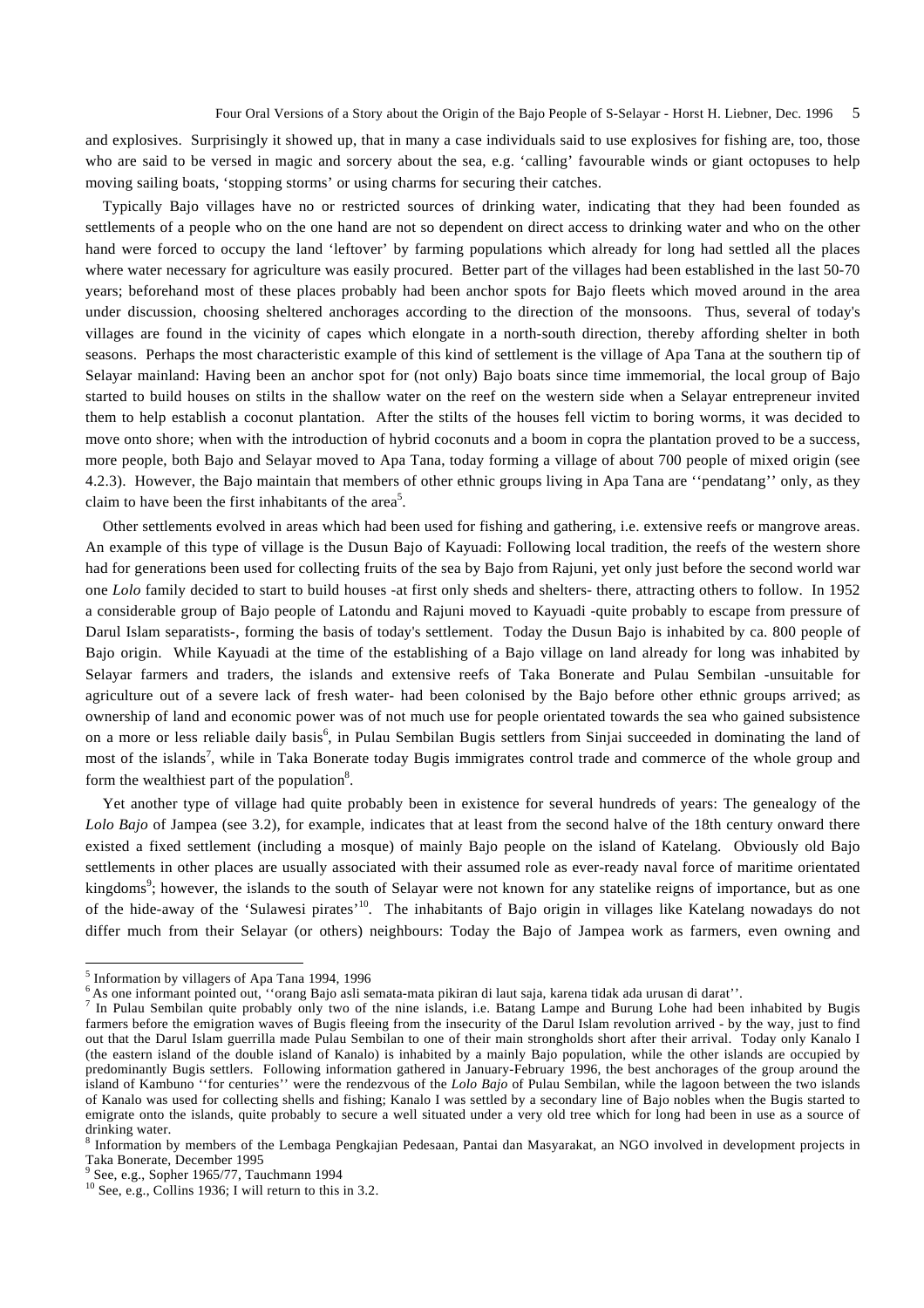and explosives. Surprisingly it showed up, that in many a case individuals said to use explosives for fishing are, too, those who are said to be versed in magic and sorcery about the sea, e.g. 'calling' favourable winds or giant octopuses to help moving sailing boats, 'stopping storms' or using charms for securing their catches.

Typically Bajo villages have no or restricted sources of drinking water, indicating that they had been founded as settlements of a people who on the one hand are not so dependent on direct access to drinking water and who on the other hand were forced to occupy the land 'leftover' by farming populations which already for long had settled all the places where water necessary for agriculture was easily procured. Better part of the villages had been established in the last 50-70 years; beforehand most of these places probably had been anchor spots for Bajo fleets which moved around in the area under discussion, choosing sheltered anchorages according to the direction of the monsoons. Thus, several of today's villages are found in the vicinity of capes which elongate in a north-south direction, thereby affording shelter in both seasons. Perhaps the most characteristic example of this kind of settlement is the village of Apa Tana at the southern tip of Selayar mainland: Having been an anchor spot for (not only) Bajo boats since time immemorial, the local group of Bajo started to build houses on stilts in the shallow water on the reef on the western side when a Selayar entrepreneur invited them to help establish a coconut plantation. After the stilts of the houses fell victim to boring worms, it was decided to move onto shore; when with the introduction of hybrid coconuts and a boom in copra the plantation proved to be a success, more people, both Bajo and Selayar moved to Apa Tana, today forming a village of about 700 people of mixed origin (see 4.2.3). However, the Bajo maintain that members of other ethnic groups living in Apa Tana are ''pendatang'' only, as they claim to have been the first inhabitants of the area[5].

Other settlements evolved in areas which had been used for fishing and gathering, i.e. extensive reefs or mangrove areas. An example of this type of village is the Dusun Bajo of Kayuadi: Following local tradition, the reefs of the western shore had for generations been used for collecting fruits of the sea by Bajo from Rajuni, yet only just before the second world war one *Lolo* family decided to start to build houses -at first only sheds and shelters- there, attracting others to follow. In 1952 a considerable group of Bajo people of Latondu and Rajuni moved to Kayuadi -quite probably to escape from pressure of Darul Islam separatists-, forming the basis of today's settlement. Today the Dusun Bajo is inhabited by ca. 800 people of Bajo origin. While Kayuadi at the time of the establishing of a Bajo village on land already for long was inhabited by Selayar farmers and traders, the islands and extensive reefs of Taka Bonerate and Pulau Sembilan -unsuitable for agriculture out of a severe lack of fresh water- had been colonised by the Bajo before other ethnic groups arrived; as ownership of land and economic power was of not much use for people orientated towards the sea who gained subsistence on a more or less reliable daily basis[6], in Pulau Sembilan Bugis settlers from Sinjai succeeded in dominating the land of most of the islands[7], while in Taka Bonerate today Bugis immigrates control trade and commerce of the whole group and form the wealthiest part of the population[8].

Yet another type of village had quite probably been in existence for several hundreds of years: The genealogy of the *Lolo Bajo* of Jampea (see 3.2), for example, indicates that at least from the second halve of the 18th century onward there existed a fixed settlement (including a mosque) of mainly Bajo people on the island of Katelang. Obviously old Bajo settlements in other places are usually associated with their assumed role as ever-ready naval force of maritime orientated kingdoms[9]; however, the islands to the south of Selayar were not known for any statelike reigns of importance, but as one of the hide-away of the 'Sulawesi pirates'[10]. The inhabitants of Bajo origin in villages like Katelang nowadays do not differ much from their Selayar (or others) neighbours: Today the Bajo of Jampea work as farmers, even owning and

---

[5] Information by villagers of Apa Tana 1994, 1996

[6] As one informant pointed out, ''orang Bajo asli semata-mata pikiran di laut saja, karena tidak ada urusan di darat''.

[7] In Pulau Sembilan quite probably only two of the nine islands, i.e. Batang Lampe and Burung Lohe had been inhabited by Bugis farmers before the emigration waves of Bugis fleeing from the insecurity of the Darul Islam revolution arrived - by the way, just to find out that the Darul Islam guerrilla made Pulau Sembilan to one of their main strongholds short after their arrival. Today only Kanalo I (the eastern island of the double island of Kanalo) is inhabited by a mainly Bajo population, while the other islands are occupied by predominantly Bugis settlers. Following information gathered in January-February 1996, the best anchorages of the group around the island of Kambuno ''for centuries'' were the rendezvous of the *Lolo Bajo* of Pulau Sembilan, while the lagoon between the two islands of Kanalo was used for collecting shells and fishing; Kanalo I was settled by a secondary line of Bajo nobles when the Bugis started to emigrate onto the islands, quite probably to secure a well situated under a very old tree which for long had been in use as a source of drinking water.

[8] Information by members of the Lembaga Pengkajian Pedesaan, Pantai dan Masyarakat, an NGO involved in development projects in Taka Bonerate, December 1995

[9] See, e.g., Sopher 1965/77, Tauchmann 1994

[10] See, e.g., Collins 1936; I will return to this in 3.2.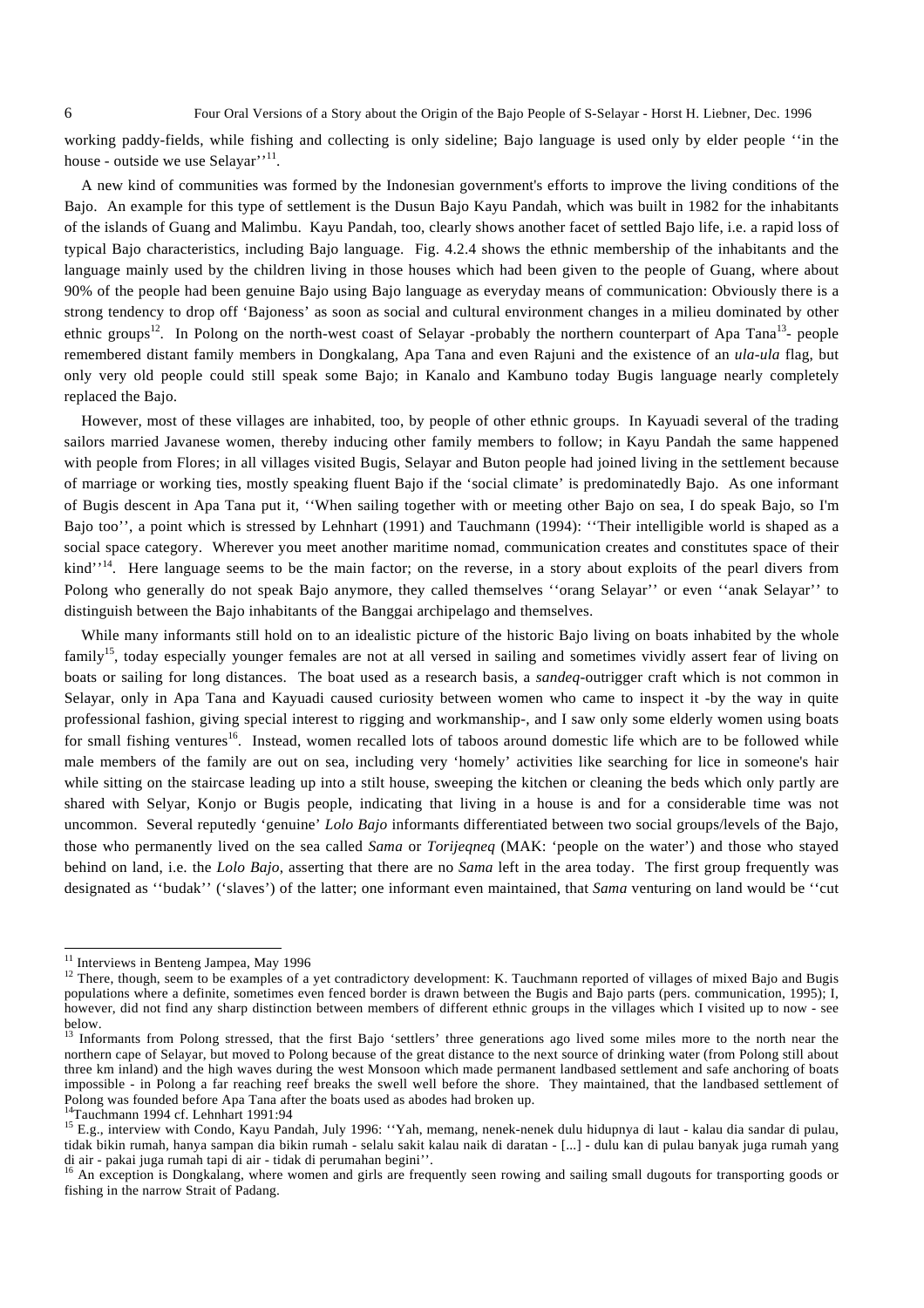working paddy-fields, while fishing and collecting is only sideline; Bajo language is used only by elder people ''in the house - outside we use Selayar''[11].

A new kind of communities was formed by the Indonesian government's efforts to improve the living conditions of the Bajo. An example for this type of settlement is the Dusun Bajo Kayu Pandah, which was built in 1982 for the inhabitants of the islands of Guang and Malimbu. Kayu Pandah, too, clearly shows another facet of settled Bajo life, i.e. a rapid loss of typical Bajo characteristics, including Bajo language. Fig. 4.2.4 shows the ethnic membership of the inhabitants and the language mainly used by the children living in those houses which had been given to the people of Guang, where about 90% of the people had been genuine Bajo using Bajo language as everyday means of communication: Obviously there is a strong tendency to drop off 'Bajoness' as soon as social and cultural environment changes in a milieu dominated by other ethnic groups[12]. In Polong on the north-west coast of Selayar -probably the northern counterpart of Apa Tana[13]- people remembered distant family members in Dongkalang, Apa Tana and even Rajuni and the existence of an *ula-ula* flag, but only very old people could still speak some Bajo; in Kanalo and Kambuno today Bugis language nearly completely replaced the Bajo.

However, most of these villages are inhabited, too, by people of other ethnic groups. In Kayuadi several of the trading sailors married Javanese women, thereby inducing other family members to follow; in Kayu Pandah the same happened with people from Flores; in all villages visited Bugis, Selayar and Buton people had joined living in the settlement because of marriage or working ties, mostly speaking fluent Bajo if the 'social climate' is predominatedly Bajo. As one informant of Bugis descent in Apa Tana put it, ''When sailing together with or meeting other Bajo on sea, I do speak Bajo, so I'm Bajo too'', a point which is stressed by Lehnhart (1991) and Tauchmann (1994): ''Their intelligible world is shaped as a social space category. Wherever you meet another maritime nomad, communication creates and constitutes space of their kind''[14]. Here language seems to be the main factor; on the reverse, in a story about exploits of the pearl divers from Polong who generally do not speak Bajo anymore, they called themselves ''orang Selayar'' or even ''anak Selayar'' to distinguish between the Bajo inhabitants of the Banggai archipelago and themselves.

While many informants still hold on to an idealistic picture of the historic Bajo living on boats inhabited by the whole family[15], today especially younger females are not at all versed in sailing and sometimes vividly assert fear of living on boats or sailing for long distances. The boat used as a research basis, a *sandeq*-outrigger craft which is not common in Selayar, only in Apa Tana and Kayuadi caused curiosity between women who came to inspect it -by the way in quite professional fashion, giving special interest to rigging and workmanship-, and I saw only some elderly women using boats for small fishing ventures[16]. Instead, women recalled lots of taboos around domestic life which are to be followed while male members of the family are out on sea, including very 'homely' activities like searching for lice in someone's hair while sitting on the staircase leading up into a stilt house, sweeping the kitchen or cleaning the beds which only partly are shared with Selyar, Konjo or Bugis people, indicating that living in a house is and for a considerable time was not uncommon. Several reputedly 'genuine' *Lolo Bajo* informants differentiated between two social groups/levels of the Bajo, those who permanently lived on the sea called *Sama* or *Torijeqneq* (MAK: 'people on the water') and those who stayed behind on land, i.e. the *Lolo Bajo*, asserting that there are no *Sama* left in the area today. The first group frequently was designated as ''budak'' ('slaves') of the latter; one informant even maintained, that *Sama* venturing on land would be ''cut

---

[11] Interviews in Benteng Jampea, May 1996

[12] There, though, seem to be examples of a yet contradictory development: K. Tauchmann reported of villages of mixed Bajo and Bugis populations where a definite, sometimes even fenced border is drawn between the Bugis and Bajo parts (pers. communication, 1995); I, however, did not find any sharp distinction between members of different ethnic groups in the villages which I visited up to now - see below.

[13] Informants from Polong stressed, that the first Bajo 'settlers' three generations ago lived some miles more to the north near the northern cape of Selayar, but moved to Polong because of the great distance to the next source of drinking water (from Polong still about three km inland) and the high waves during the west Monsoon which made permanent landbased settlement and safe anchoring of boats impossible - in Polong a far reaching reef breaks the swell well before the shore. They maintained, that the landbased settlement of Polong was founded before Apa Tana after the boats used as abodes had broken up.

[14] Tauchmann 1994 cf. Lehnhart 1991:94

[15] E.g., interview with Condo, Kayu Pandah, July 1996: ''Yah, memang, nenek-nenek dulu hidupnya di laut - kalau dia sandar di pulau, tidak bikin rumah, hanya sampan dia bikin rumah - selalu sakit kalau naik di daratan - [...] - dulu kan di pulau banyak juga rumah yang di air - pakai juga rumah tapi di air - tidak di perumahan begini''.

[16] An exception is Dongkalang, where women and girls are frequently seen rowing and sailing small dugouts for transporting goods or fishing in the narrow Strait of Padang.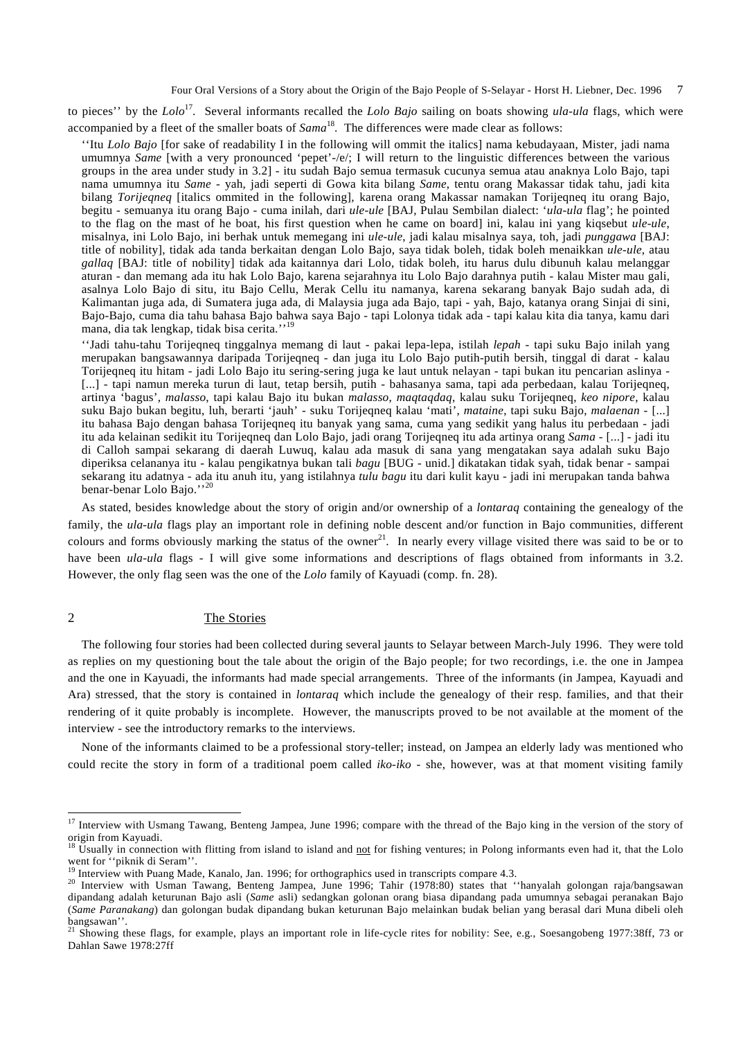to pieces'' by the *Lolo*[17]. Several informants recalled the *Lolo Bajo* sailing on boats showing *ula-ula* flags, which were accompanied by a fleet of the smaller boats of *Sama*[18]. The differences were made clear as follows:

> ''Itu *Lolo Bajo* [for sake of readability I in the following will ommit the italics] nama kebudayaan, Mister, jadi nama umumnya *Same* [with a very pronounced 'pepet'-/e/; I will return to the linguistic differences between the various groups in the area under study in 3.2] - itu sudah Bajo semua termasuk cucunya semua atau anaknya Lolo Bajo, tapi nama umumnya itu *Same* - yah, jadi seperti di Gowa kita bilang *Same*, tentu orang Makassar tidak tahu, jadi kita bilang *Torijeqneq* [italics ommited in the following], karena orang Makassar namakan Torijeqneq itu orang Bajo, begitu - semuanya itu orang Bajo - cuma inilah, dari *ule-ule* [BAJ, Pulau Sembilan dialect: '*ula-ula* flag'; he pointed to the flag on the mast of he boat, his first question when he came on board] ini, kalau ini yang kiqsebut *ule-ule*, misalnya, ini Lolo Bajo, ini berhak untuk memegang ini *ule-ule*, jadi kalau misalnya saya, toh, jadi *punggawa* [BAJ: title of nobility], tidak ada tanda berkaitan dengan Lolo Bajo, saya tidak boleh, tidak boleh menaikkan *ule-ule*, atau *gallaq* [BAJ: title of nobility] tidak ada kaitannya dari Lolo, tidak boleh, itu harus dulu dibunuh kalau melanggar aturan - dan memang ada itu hak Lolo Bajo, karena sejarahnya itu Lolo Bajo darahnya putih - kalau Mister mau gali, asalnya Lolo Bajo di situ, itu Bajo Cellu, Merak Cellu itu namanya, karena sekarang banyak Bajo sudah ada, di Kalimantan juga ada, di Sumatera juga ada, di Malaysia juga ada Bajo, tapi - yah, Bajo, katanya orang Sinjai di sini, Bajo-Bajo, cuma dia tahu bahasa Bajo bahwa saya Bajo - tapi Lolonya tidak ada - tapi kalau kita dia tanya, kamu dari mana, dia tak lengkap, tidak bisa cerita.''[19]

> ''Jadi tahu-tahu Torijeqneq tinggalnya memang di laut - pakai lepa-lepa, istilah *lepah* - tapi suku Bajo inilah yang merupakan bangsawannya daripada Torijeqneq - dan juga itu Lolo Bajo putih-putih bersih, tinggal di darat - kalau Torijeqneq itu hitam - jadi Lolo Bajo itu sering-sering juga ke laut untuk nelayan - tapi bukan itu pencarian aslinya - [...] - tapi namun mereka turun di laut, tetap bersih, putih - bahasanya sama, tapi ada perbedaan, kalau Torijeqneq, artinya 'bagus', *malasso*, tapi kalau Bajo itu bukan *malasso*, *maqtaqdaq*, kalau suku Torijeqneq, *keo nipore*, kalau suku Bajo bukan begitu, luh, berarti 'jauh' - suku Torijeqneq kalau 'mati', *mataine*, tapi suku Bajo, *malaenan* - [...] itu bahasa Bajo dengan bahasa Torijeqneq itu banyak yang sama, cuma yang sedikit yang halus itu perbedaan - jadi itu ada kelainan sedikit itu Torijeqneq dan Lolo Bajo, jadi orang Torijeqneq itu ada artinya orang *Sama* - [...] - jadi itu di Calloh sampai sekarang di daerah Luwuq, kalau ada masuk di sana yang mengatakan saya adalah suku Bajo diperiksa celananya itu - kalau pengikatnya bukan tali *bagu* [BUG - unid.] dikatakan tidak syah, tidak benar - sampai sekarang itu adatnya - ada itu anuh itu, yang istilahnya *tulu bagu* itu dari kulit kayu - jadi ini merupakan tanda bahwa benar-benar Lolo Bajo.''[20]

As stated, besides knowledge about the story of origin and/or ownership of a *lontaraq* containing the genealogy of the family, the *ula-ula* flags play an important role in defining noble descent and/or function in Bajo communities, different colours and forms obviously marking the status of the owner[21]. In nearly every village visited there was said to be or to have been *ula-ula* flags - I will give some informations and descriptions of flags obtained from informants in 3.2. However, the only flag seen was the one of the *Lolo* family of Kayuadi (comp. fn. 28).

## 2 The Stories

The following four stories had been collected during several jaunts to Selayar between March-July 1996. They were told as replies on my questioning bout the tale about the origin of the Bajo people; for two recordings, i.e. the one in Jampea and the one in Kayuadi, the informants had made special arrangements. Three of the informants (in Jampea, Kayuadi and Ara) stressed, that the story is contained in *lontaraq* which include the genealogy of their resp. families, and that their rendering of it quite probably is incomplete. However, the manuscripts proved to be not available at the moment of the interview - see the introductory remarks to the interviews.

None of the informants claimed to be a professional story-teller; instead, on Jampea an elderly lady was mentioned who could recite the story in form of a traditional poem called *iko-iko* - she, however, was at that moment visiting family

---

[17] Interview with Usmang Tawang, Benteng Jampea, June 1996; compare with the thread of the Bajo king in the version of the story of origin from Kayuadi.

[18] Usually in connection with flitting from island to island and not for fishing ventures; in Polong informants even had it, that the Lolo went for ''piknik di Seram''.

[19] Interview with Puang Made, Kanalo, Jan. 1996; for orthographics used in transcripts compare 4.3.

[20] Interview with Usman Tawang, Benteng Jampea, June 1996; Tahir (1978:80) states that ''hanyalah golongan raja/bangsawan dipandang adalah keturunan Bajo asli (*Same* asli) sedangkan golonan orang biasa dipandang pada umumnya sebagai peranakan Bajo (*Same Paranakang*) dan golongan budak dipandang bukan keturunan Bajo melainkan budak belian yang berasal dari Muna dibeli oleh bangsawan''.

[21] Showing these flags, for example, plays an important role in life-cycle rites for nobility: See, e.g., Soesangobeng 1977:38ff, 73 or Dahlan Sawe 1978:27ff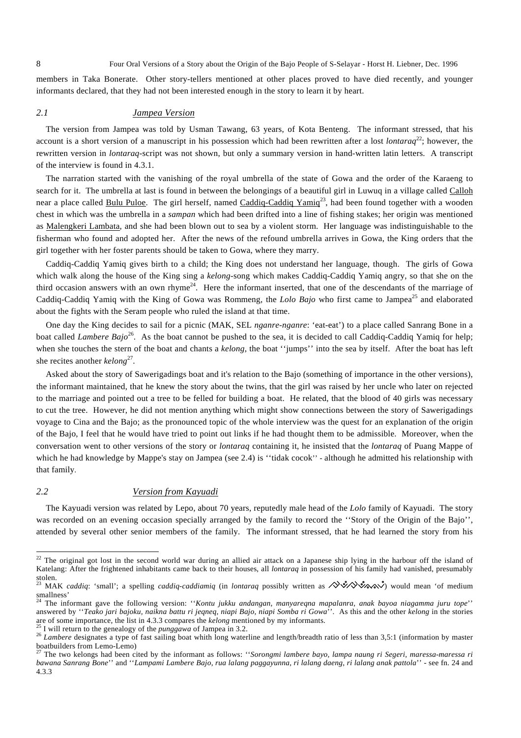members in Taka Bonerate. Other story-tellers mentioned at other places proved to have died recently, and younger informants declared, that they had not been interested enough in the story to learn it by heart.

### 2.1 Jampea Version

The version from Jampea was told by Usman Tawang, 63 years, of Kota Benteng. The informant stressed, that his account is a short version of a manuscript in his possession which had been rewritten after a lost *lontaraq*[22]; however, the rewritten version in *lontaraq*-script was not shown, but only a summary version in hand-written latin letters. A transcript of the interview is found in 4.3.1.

The narration started with the vanishing of the royal umbrella of the state of Gowa and the order of the Karaeng to search for it. The umbrella at last is found in between the belongings of a beautiful girl in Luwuq in a village called Calloh near a place called Bulu Puloe. The girl herself, named Caddiq-Caddiq Yamiq[23], had been found together with a wooden chest in which was the umbrella in a *sampan* which had been drifted into a line of fishing stakes; her origin was mentioned as Malengkeri Lambata, and she had been blown out to sea by a violent storm. Her language was indistinguishable to the fisherman who found and adopted her. After the news of the refound umbrella arrives in Gowa, the King orders that the girl together with her foster parents should be taken to Gowa, where they marry.

Caddiq-Caddiq Yamiq gives birth to a child; the King does not understand her language, though. The girls of Gowa which walk along the house of the King sing a *kelong*-song which makes Caddiq-Caddiq Yamiq angry, so that she on the third occasion answers with an own rhyme[24]. Here the informant inserted, that one of the descendants of the marriage of Caddiq-Caddiq Yamiq with the King of Gowa was Rommeng, the *Lolo Bajo* who first came to Jampea[25] and elaborated about the fights with the Seram people who ruled the island at that time.

One day the King decides to sail for a picnic (MAK, SEL *nganre-nganre*: 'eat-eat') to a place called Sanrang Bone in a boat called *Lambere Bajo*[26]. As the boat cannot be pushed to the sea, it is decided to call Caddiq-Caddiq Yamiq for help; when she touches the stern of the boat and chants a *kelong*, the boat ''jumps'' into the sea by itself. After the boat has left she recites another *kelong*[27].

Asked about the story of Sawerigadings boat and it's relation to the Bajo (something of importance in the other versions), the informant maintained, that he knew the story about the twins, that the girl was raised by her uncle who later on rejected to the marriage and pointed out a tree to be felled for building a boat. He related, that the blood of 40 girls was necessary to cut the tree. However, he did not mention anything which might show connections between the story of Sawerigadings voyage to Cina and the Bajo; as the pronounced topic of the whole interview was the quest for an explanation of the origin of the Bajo, I feel that he would have tried to point out links if he had thought them to be admissible. Moreover, when the conversation went to other versions of the story or *lontaraq* containing it, he insisted that the *lontaraq* of Puang Mappe of which he had knowledge by Mappe's stay on Jampea (see 2.4) is ''tidak cocok'' - although he admitted his relationship with that family.

### 2.2 Version from Kayuadi

The Kayuadi version was related by Lepo, about 70 years, reputedly male head of the *Lolo* family of Kayuadi. The story was recorded on an evening occasion specially arranged by the family to record the ''Story of the Origin of the Bajo'', attended by several other senior members of the family. The informant stressed, that he had learned the story from his

---

[22] The original got lost in the second world war during an allied air attack on a Japanese ship lying in the harbour off the island of Katelang: After the frightened inhabitants came back to their houses, all *lontaraq* in possession of his family had vanished, presumably stolen.

[23] MAK *caddiq*: 'small'; a spelling *caddiq-caddiamiq* (in *lontaraq* possibly written as [Lontaraq script]) would mean 'of medium smallness'

[24] The informant gave the following version: ''*Kontu jukku andangan, manyareqna mapalanra, anak bayoa niagamma juru tope*'' answered by ''*Teako jari bajoku, naikna battu ri jeqneq, niapi Bajo, niapi Somba ri Gowa*''. As this and the other *kelong* in the stories are of some importance, the list in 4.3.3 compares the *kelong* mentioned by my informants.

[25] I will return to the genealogy of the *punggawa* of Jampea in 3.2.

[26] *Lambere* designates a type of fast sailing boat whith long waterline and length/breadth ratio of less than 3,5:1 (information by master boatbuilders from Lemo-Lemo)

[27] The two kelongs had been cited by the informant as follows: ''*Sorongmi lambere bayo, lampa naung ri Segeri, maressa-maressa ri bawana Sanrang Bone*'' and ''*Lampami Lambere Bajo, rua lalang paggayunna, ri lalang daeng, ri lalang anak pattola*'' - see fn. 24 and 4.3.3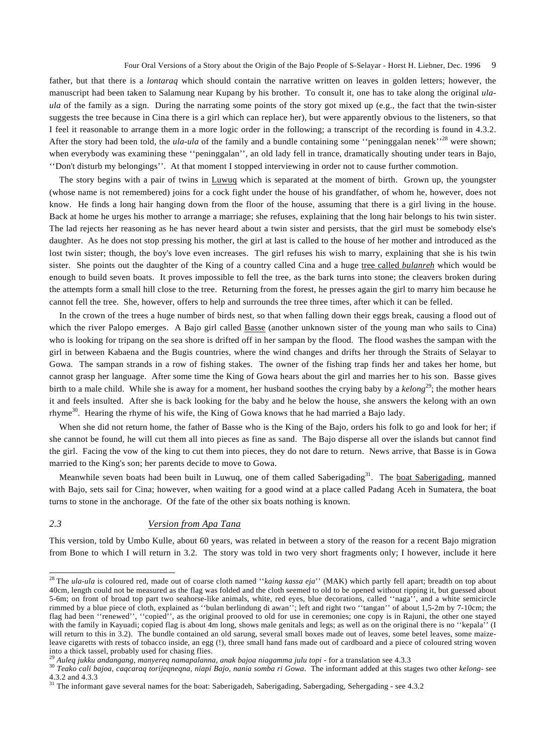father, but that there is a *lontaraq* which should contain the narrative written on leaves in golden letters; however, the manuscript had been taken to Salamung near Kupang by his brother. To consult it, one has to take along the original *ula-ula* of the family as a sign. During the narrating some points of the story got mixed up (e.g., the fact that the twin-sister suggests the tree because in Cina there is a girl which can replace her), but were apparently obvious to the listeners, so that I feel it reasonable to arrange them in a more logic order in the following; a transcript of the recording is found in 4.3.2. After the story had been told, the *ula-ula* of the family and a bundle containing some ''peninggalan nenek''[28] were shown; when everybody was examining these ''peninggalan'', an old lady fell in trance, dramatically shouting under tears in Bajo, ''Don't disturb my belongings''. At that moment I stopped interviewing in order not to cause further commotion.

The story begins with a pair of twins in Luwuq which is separated at the moment of birth. Grown up, the youngster (whose name is not remembered) joins for a cock fight under the house of his grandfather, of whom he, however, does not know. He finds a long hair hanging down from the floor of the house, assuming that there is a girl living in the house. Back at home he urges his mother to arrange a marriage; she refuses, explaining that the long hair belongs to his twin sister. The lad rejects her reasoning as he has never heard about a twin sister and persists, that the girl must be somebody else's daughter. As he does not stop pressing his mother, the girl at last is called to the house of her mother and introduced as the lost twin sister; though, the boy's love even increases. The girl refuses his wish to marry, explaining that she is his twin sister. She points out the daughter of the King of a country called Cina and a huge tree called *bulanreh* which would be enough to build seven boats. It proves impossible to fell the tree, as the bark turns into stone; the cleavers broken during the attempts form a small hill close to the tree. Returning from the forest, he presses again the girl to marry him because he cannot fell the tree. She, however, offers to help and surrounds the tree three times, after which it can be felled.

In the crown of the trees a huge number of birds nest, so that when falling down their eggs break, causing a flood out of which the river Palopo emerges. A Bajo girl called Basse (another unknown sister of the young man who sails to Cina) who is looking for tripang on the sea shore is drifted off in her sampan by the flood. The flood washes the sampan with the girl in between Kabaena and the Bugis countries, where the wind changes and drifts her through the Straits of Selayar to Gowa. The sampan strands in a row of fishing stakes. The owner of the fishing trap finds her and takes her home, but cannot grasp her language. After some time the King of Gowa hears about the girl and marries her to his son. Basse gives birth to a male child. While she is away for a moment, her husband soothes the crying baby by a *kelong*[29]; the mother hears it and feels insulted. After she is back looking for the baby and he below the house, she answers the kelong with an own rhyme[30]. Hearing the rhyme of his wife, the King of Gowa knows that he had married a Bajo lady.

When she did not return home, the father of Basse who is the King of the Bajo, orders his folk to go and look for her; if she cannot be found, he will cut them all into pieces as fine as sand. The Bajo disperse all over the islands but cannot find the girl. Facing the vow of the king to cut them into pieces, they do not dare to return. News arrive, that Basse is in Gowa married to the King's son; her parents decide to move to Gowa.

Meanwhile seven boats had been built in Luwuq, one of them called Saberigading[31]. The boat Saberigading, manned with Bajo, sets sail for Cina; however, when waiting for a good wind at a place called Padang Aceh in Sumatera, the boat turns to stone in the anchorage. Of the fate of the other six boats nothing is known.

### *2.3 Version from Apa Tana*

This version, told by Umbo Kulle, about 60 years, was related in between a story of the reason for a recent Bajo migration from Bone to which I will return in 3.2. The story was told in two very short fragments only; I however, include it here

---

[28] The *ula-ula* is coloured red, made out of coarse cloth named ''*kaing kassa eja*'' (MAK) which partly fell apart; breadth on top about 40cm, length could not be measured as the flag was folded and the cloth seemed to old to be opened without ripping it, but guessed about 5-6m; on front of broad top part two seahorse-like animals, white, red eyes, blue decorations, called ''naga'', and a white semicircle rimmed by a blue piece of cloth, explained as ''bulan berlindung di awan''; left and right two ''tangan'' of about 1,5-2m by 7-10cm; the flag had been ''renewed'', ''copied'', as the original prooved to old for use in ceremonies; one copy is in Rajuni, the other one stayed with the family in Kayuadi; copied flag is about 4m long, shows male genitals and legs; as well as on the original there is no ''kepala'' (I will return to this in 3.2). The bundle contained an old sarung, several small boxes made out of leaves, some betel leaves, some maize-leave cigaretts with rests of tobacco inside, an egg (!), three small hand fans made out of cardboard and a piece of coloured string woven into a thick tassel, probably used for chasing flies.

[29] *Auleq jukku andangang, manyereq namapalanna, anak bajoa niagamma julu topi* - for a translation see 4.3.3

[30] *Teako cali bajoa, caqcaraq torijeqneqna, niapi Bajo, nania somba ri Gowa*. The informant added at this stages two other *kelong*- see 4.3.2 and 4.3.3

[31] The informant gave several names for the boat: Saberigadeh, Saberigading, Sabergading, Sehergading - see 4.3.2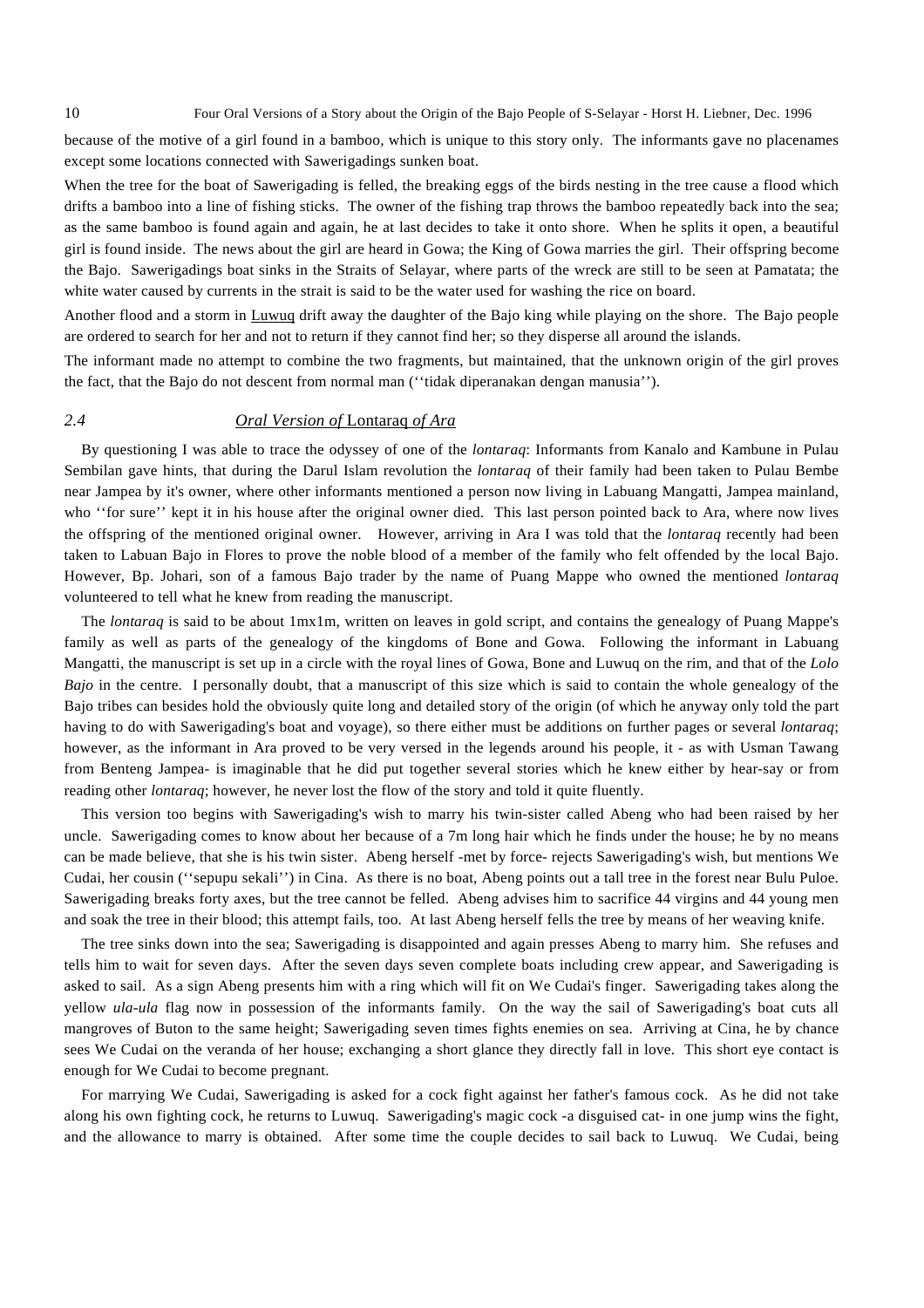because of the motive of a girl found in a bamboo, which is unique to this story only. The informants gave no placenames except some locations connected with Sawerigadings sunken boat.

When the tree for the boat of Sawerigading is felled, the breaking eggs of the birds nesting in the tree cause a flood which drifts a bamboo into a line of fishing sticks. The owner of the fishing trap throws the bamboo repeatedly back into the sea; as the same bamboo is found again and again, he at last decides to take it onto shore. When he splits it open, a beautiful girl is found inside. The news about the girl are heard in Gowa; the King of Gowa marries the girl. Their offspring become the Bajo. Sawerigadings boat sinks in the Straits of Selayar, where parts of the wreck are still to be seen at Pamatata; the white water caused by currents in the strait is said to be the water used for washing the rice on board.

Another flood and a storm in <u>Luwuq</u> drift away the daughter of the Bajo king while playing on the shore. The Bajo people are ordered to search for her and not to return if they cannot find her; so they disperse all around the islands.

The informant made no attempt to combine the two fragments, but maintained, that the unknown origin of the girl proves the fact, that the Bajo do not descent from normal man (''tidak diperanakan dengan manusia'').

### 2.4 *Oral Version of* Lontaraq *of Ara*

By questioning I was able to trace the odyssey of one of the *lontaraq*: Informants from Kanalo and Kambune in Pulau Sembilan gave hints, that during the Darul Islam revolution the *lontaraq* of their family had been taken to Pulau Bembe near Jampea by it's owner, where other informants mentioned a person now living in Labuang Mangatti, Jampea mainland, who ''for sure'' kept it in his house after the original owner died. This last person pointed back to Ara, where now lives the offspring of the mentioned original owner. However, arriving in Ara I was told that the *lontaraq* recently had been taken to Labuan Bajo in Flores to prove the noble blood of a member of the family who felt offended by the local Bajo. However, Bp. Johari, son of a famous Bajo trader by the name of Puang Mappe who owned the mentioned *lontaraq* volunteered to tell what he knew from reading the manuscript.

The *lontaraq* is said to be about 1mx1m, written on leaves in gold script, and contains the genealogy of Puang Mappe's family as well as parts of the genealogy of the kingdoms of Bone and Gowa. Following the informant in Labuang Mangatti, the manuscript is set up in a circle with the royal lines of Gowa, Bone and Luwuq on the rim, and that of the *Lolo Bajo* in the centre. I personally doubt, that a manuscript of this size which is said to contain the whole genealogy of the Bajo tribes can besides hold the obviously quite long and detailed story of the origin (of which he anyway only told the part having to do with Sawerigading's boat and voyage), so there either must be additions on further pages or several *lontaraq*; however, as the informant in Ara proved to be very versed in the legends around his people, it - as with Usman Tawang from Benteng Jampea- is imaginable that he did put together several stories which he knew either by hear-say or from reading other *lontaraq*; however, he never lost the flow of the story and told it quite fluently.

This version too begins with Sawerigading's wish to marry his twin-sister called Abeng who had been raised by her uncle. Sawerigading comes to know about her because of a 7m long hair which he finds under the house; he by no means can be made believe, that she is his twin sister. Abeng herself -met by force- rejects Sawerigading's wish, but mentions We Cudai, her cousin (''sepupu sekali'') in Cina. As there is no boat, Abeng points out a tall tree in the forest near Bulu Puloe. Sawerigading breaks forty axes, but the tree cannot be felled. Abeng advises him to sacrifice 44 virgins and 44 young men and soak the tree in their blood; this attempt fails, too. At last Abeng herself fells the tree by means of her weaving knife.

The tree sinks down into the sea; Sawerigading is disappointed and again presses Abeng to marry him. She refuses and tells him to wait for seven days. After the seven days seven complete boats including crew appear, and Sawerigading is asked to sail. As a sign Abeng presents him with a ring which will fit on We Cudai's finger. Sawerigading takes along the yellow *ula-ula* flag now in possession of the informants family. On the way the sail of Sawerigading's boat cuts all mangroves of Buton to the same height; Sawerigading seven times fights enemies on sea. Arriving at Cina, he by chance sees We Cudai on the veranda of her house; exchanging a short glance they directly fall in love. This short eye contact is enough for We Cudai to become pregnant.

For marrying We Cudai, Sawerigading is asked for a cock fight against her father's famous cock. As he did not take along his own fighting cock, he returns to Luwuq. Sawerigading's magic cock -a disguised cat- in one jump wins the fight, and the allowance to marry is obtained. After some time the couple decides to sail back to Luwuq. We Cudai, being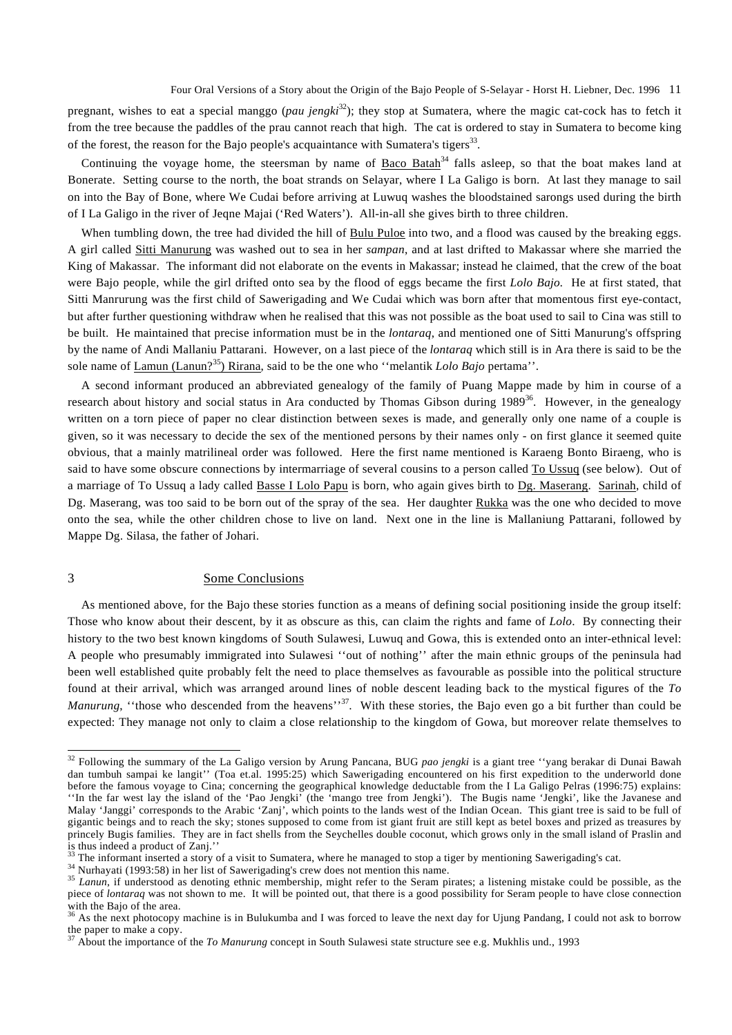pregnant, wishes to eat a special manggo (*pau jengki*[32]); they stop at Sumatera, where the magic cat-cock has to fetch it from the tree because the paddles of the prau cannot reach that high. The cat is ordered to stay in Sumatera to become king of the forest, the reason for the Bajo people's acquaintance with Sumatera's tigers[33].

Continuing the voyage home, the steersman by name of Baco Batah[34] falls asleep, so that the boat makes land at Bonerate. Setting course to the north, the boat strands on Selayar, where I La Galigo is born. At last they manage to sail on into the Bay of Bone, where We Cudai before arriving at Luwuq washes the bloodstained sarongs used during the birth of I La Galigo in the river of Jeqne Majai ('Red Waters'). All-in-all she gives birth to three children.

When tumbling down, the tree had divided the hill of Bulu Puloe into two, and a flood was caused by the breaking eggs. A girl called Sitti Manurung was washed out to sea in her *sampan*, and at last drifted to Makassar where she married the King of Makassar. The informant did not elaborate on the events in Makassar; instead he claimed, that the crew of the boat were Bajo people, while the girl drifted onto sea by the flood of eggs became the first *Lolo Bajo*. He at first stated, that Sitti Manrurung was the first child of Sawerigading and We Cudai which was born after that momentous first eye-contact, but after further questioning withdraw when he realised that this was not possible as the boat used to sail to Cina was still to be built. He maintained that precise information must be in the *lontaraq*, and mentioned one of Sitti Manurung's offspring by the name of Andi Mallaniu Pattarani. However, on a last piece of the *lontaraq* which still is in Ara there is said to be the sole name of Lamun (Lanun?[35]) Rirana, said to be the one who ''melantik *Lolo Bajo* pertama''.

A second informant produced an abbreviated genealogy of the family of Puang Mappe made by him in course of a research about history and social status in Ara conducted by Thomas Gibson during 1989[36]. However, in the genealogy written on a torn piece of paper no clear distinction between sexes is made, and generally only one name of a couple is given, so it was necessary to decide the sex of the mentioned persons by their names only - on first glance it seemed quite obvious, that a mainly matrilineal order was followed. Here the first name mentioned is Karaeng Bonto Biraeng, who is said to have some obscure connections by intermarriage of several cousins to a person called To Ussuq (see below). Out of a marriage of To Ussuq a lady called Basse I Lolo Papu is born, who again gives birth to Dg. Maserang. Sarinah, child of Dg. Maserang, was too said to be born out of the spray of the sea. Her daughter Rukka was the one who decided to move onto the sea, while the other children chose to live on land. Next one in the line is Mallaniung Pattarani, followed by Mappe Dg. Silasa, the father of Johari.

## 3 Some Conclusions

As mentioned above, for the Bajo these stories function as a means of defining social positioning inside the group itself: Those who know about their descent, by it as obscure as this, can claim the rights and fame of *Lolo*. By connecting their history to the two best known kingdoms of South Sulawesi, Luwuq and Gowa, this is extended onto an inter-ethnical level: A people who presumably immigrated into Sulawesi ''out of nothing'' after the main ethnic groups of the peninsula had been well established quite probably felt the need to place themselves as favourable as possible into the political structure found at their arrival, which was arranged around lines of noble descent leading back to the mystical figures of the *To Manurung*, ''those who descended from the heavens''[37]. With these stories, the Bajo even go a bit further than could be expected: They manage not only to claim a close relationship to the kingdom of Gowa, but moreover relate themselves to

---

[32] Following the summary of the La Galigo version by Arung Pancana, BUG *pao jengki* is a giant tree ''yang berakar di Dunai Bawah dan tumbuh sampai ke langit'' (Toa et.al. 1995:25) which Sawerigading encountered on his first expedition to the underworld done before the famous voyage to Cina; concerning the geographical knowledge deductable from the I La Galigo Pelras (1996:75) explains: ''In the far west lay the island of the 'Pao Jengki' (the 'mango tree from Jengki'). The Bugis name 'Jengki', like the Javanese and Malay 'Janggi' corresponds to the Arabic 'Zanj', which points to the lands west of the Indian Ocean. This giant tree is said to be full of gigantic beings and to reach the sky; stones supposed to come from ist giant fruit are still kept as betel boxes and prized as treasures by princely Bugis families. They are in fact shells from the Seychelles double coconut, which grows only in the small island of Praslin and is thus indeed a product of Zanj.''

[33] The informant inserted a story of a visit to Sumatera, where he managed to stop a tiger by mentioning Sawerigading's cat.

[34] Nurhayati (1993:58) in her list of Sawerigading's crew does not mention this name.

[35] *Lanun*, if understood as denoting ethnic membership, might refer to the Seram pirates; a listening mistake could be possible, as the piece of *lontaraq* was not shown to me. It will be pointed out, that there is a good possibility for Seram people to have close connection with the Bajo of the area.

[36] As the next photocopy machine is in Bulukumba and I was forced to leave the next day for Ujung Pandang, I could not ask to borrow the paper to make a copy.

[37] About the importance of the *To Manurung* concept in South Sulawesi state structure see e.g. Mukhlis und., 1993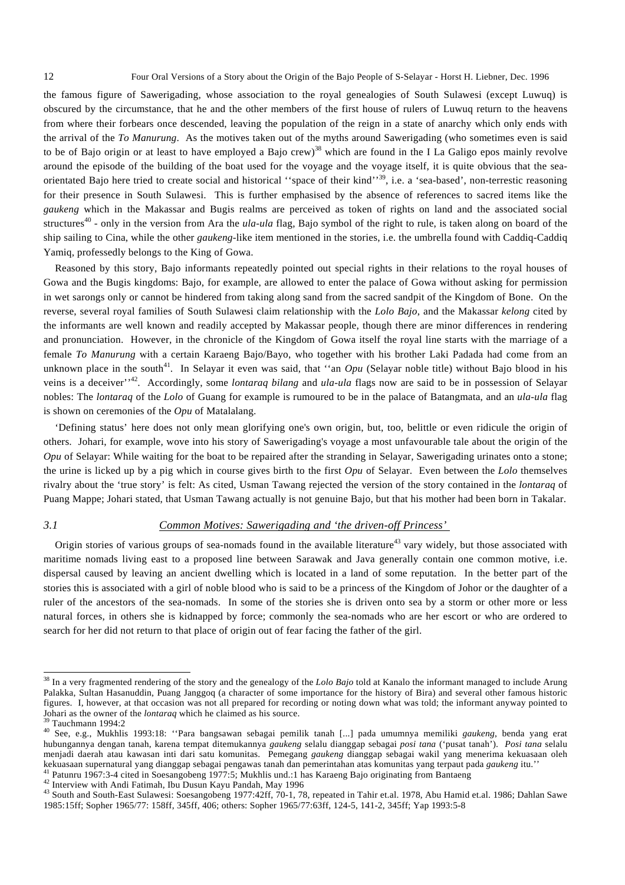the famous figure of Sawerigading, whose association to the royal genealogies of South Sulawesi (except Luwuq) is obscured by the circumstance, that he and the other members of the first house of rulers of Luwuq return to the heavens from where their forbears once descended, leaving the population of the reign in a state of anarchy which only ends with the arrival of the *To Manurung*. As the motives taken out of the myths around Sawerigading (who sometimes even is said to be of Bajo origin or at least to have employed a Bajo crew)[38] which are found in the I La Galigo epos mainly revolve around the episode of the building of the boat used for the voyage and the voyage itself, it is quite obvious that the sea-orientated Bajo here tried to create social and historical ''space of their kind''[39], i.e. a 'sea-based', non-terrestic reasoning for their presence in South Sulawesi. This is further emphasised by the absence of references to sacred items like the *gaukeng* which in the Makassar and Bugis realms are perceived as token of rights on land and the associated social structures[40] - only in the version from Ara the *ula-ula* flag, Bajo symbol of the right to rule, is taken along on board of the ship sailing to Cina, while the other *gaukeng*-like item mentioned in the stories, i.e. the umbrella found with Caddiq-Caddiq Yamiq, professedly belongs to the King of Gowa.

Reasoned by this story, Bajo informants repeatedly pointed out special rights in their relations to the royal houses of Gowa and the Bugis kingdoms: Bajo, for example, are allowed to enter the palace of Gowa without asking for permission in wet sarongs only or cannot be hindered from taking along sand from the sacred sandpit of the Kingdom of Bone. On the reverse, several royal families of South Sulawesi claim relationship with the *Lolo Bajo*, and the Makassar *kelong* cited by the informants are well known and readily accepted by Makassar people, though there are minor differences in rendering and pronunciation. However, in the chronicle of the Kingdom of Gowa itself the royal line starts with the marriage of a female *To Manurung* with a certain Karaeng Bajo/Bayo, who together with his brother Laki Padada had come from an unknown place in the south[41]. In Selayar it even was said, that ''an *Opu* (Selayar noble title) without Bajo blood in his veins is a deceiver''[42]. Accordingly, some *lontaraq bilang* and *ula-ula* flags now are said to be in possession of Selayar nobles: The *lontaraq* of the *Lolo* of Guang for example is rumoured to be in the palace of Batangmata, and an *ula-ula* flag is shown on ceremonies of the *Opu* of Matalalang.

'Defining status' here does not only mean glorifying one's own origin, but, too, belittle or even ridicule the origin of others. Johari, for example, wove into his story of Sawerigading's voyage a most unfavourable tale about the origin of the *Opu* of Selayar: While waiting for the boat to be repaired after the stranding in Selayar, Sawerigading urinates onto a stone; the urine is licked up by a pig which in course gives birth to the first *Opu* of Selayar. Even between the *Lolo* themselves rivalry about the 'true story' is felt: As cited, Usman Tawang rejected the version of the story contained in the *lontaraq* of Puang Mappe; Johari stated, that Usman Tawang actually is not genuine Bajo, but that his mother had been born in Takalar.

### 3.1 Common Motives: Sawerigading and 'the driven-off Princess'

Origin stories of various groups of sea-nomads found in the available literature[43] vary widely, but those associated with maritime nomads living east to a proposed line between Sarawak and Java generally contain one common motive, i.e. dispersal caused by leaving an ancient dwelling which is located in a land of some reputation. In the better part of the stories this is associated with a girl of noble blood who is said to be a princess of the Kingdom of Johor or the daughter of a ruler of the ancestors of the sea-nomads. In some of the stories she is driven onto sea by a storm or other more or less natural forces, in others she is kidnapped by force; commonly the sea-nomads who are her escort or who are ordered to search for her did not return to that place of origin out of fear facing the father of the girl.

---

[38] In a very fragmented rendering of the story and the genealogy of the *Lolo Bajo* told at Kanalo the informant managed to include Arung Palakka, Sultan Hasanuddin, Puang Janggoq (a character of some importance for the history of Bira) and several other famous historic figures. I, however, at that occasion was not all prepared for recording or noting down what was told; the informant anyway pointed to Johari as the owner of the *lontaraq* which he claimed as his source.

[39] Tauchmann 1994:2

[40] See, e.g., Mukhlis 1993:18: ''Para bangsawan sebagai pemilik tanah [...] pada umumnya memiliki *gaukeng*, benda yang erat hubungannya dengan tanah, karena tempat ditemukannya *gaukeng* selalu dianggap sebagai *posi tana* ('pusat tanah'). *Posi tana* selalu menjadi daerah atau kawasan inti dari satu komunitas. Pemegang *gaukeng* dianggap sebagai wakil yang menerima kekuasaan oleh kekuasaan supernatural yang dianggap sebagai pengawas tanah dan pemerintahan atas komunitas yang terpaut pada *gaukeng* itu.''

[41] Patunru 1967:3-4 cited in Soesangobeng 1977:5; Mukhlis und.:1 has Karaeng Bajo originating from Bantaeng

[42] Interview with Andi Fatimah, Ibu Dusun Kayu Pandah, May 1996

[43] South and South-East Sulawesi: Soesangobeng 1977:42ff, 70-1, 78, repeated in Tahir et.al. 1978, Abu Hamid et.al. 1986; Dahlan Sawe 1985:15ff; Sopher 1965/77: 158ff, 345ff, 406; others: Sopher 1965/77:63ff, 124-5, 141-2, 345ff; Yap 1993:5-8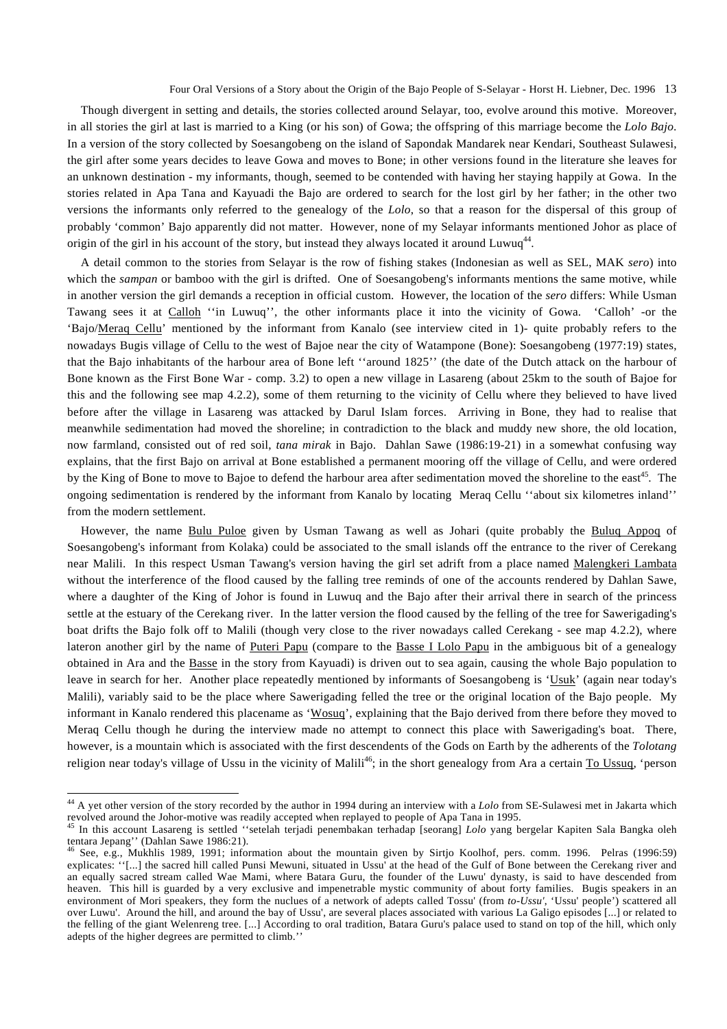Though divergent in setting and details, the stories collected around Selayar, too, evolve around this motive. Moreover, in all stories the girl at last is married to a King (or his son) of Gowa; the offspring of this marriage become the *Lolo Bajo*. In a version of the story collected by Soesangobeng on the island of Sapondak Mandarek near Kendari, Southeast Sulawesi, the girl after some years decides to leave Gowa and moves to Bone; in other versions found in the literature she leaves for an unknown destination - my informants, though, seemed to be contended with having her staying happily at Gowa. In the stories related in Apa Tana and Kayuadi the Bajo are ordered to search for the lost girl by her father; in the other two versions the informants only referred to the genealogy of the *Lolo*, so that a reason for the dispersal of this group of probably 'common' Bajo apparently did not matter. However, none of my Selayar informants mentioned Johor as place of origin of the girl in his account of the story, but instead they always located it around Luwuq[44].

A detail common to the stories from Selayar is the row of fishing stakes (Indonesian as well as SEL, MAK *sero*) into which the *sampan* or bamboo with the girl is drifted. One of Soesangobeng's informants mentions the same motive, while in another version the girl demands a reception in official custom. However, the location of the *sero* differs: While Usman Tawang sees it at Calloh ''in Luwuq'', the other informants place it into the vicinity of Gowa. 'Calloh' -or the 'Bajo/Meraq Cellu' mentioned by the informant from Kanalo (see interview cited in 1)- quite probably refers to the nowadays Bugis village of Cellu to the west of Bajoe near the city of Watampone (Bone): Soesangobeng (1977:19) states, that the Bajo inhabitants of the harbour area of Bone left ''around 1825'' (the date of the Dutch attack on the harbour of Bone known as the First Bone War - comp. 3.2) to open a new village in Lasareng (about 25km to the south of Bajoe for this and the following see map 4.2.2), some of them returning to the vicinity of Cellu where they believed to have lived before after the village in Lasareng was attacked by Darul Islam forces. Arriving in Bone, they had to realise that meanwhile sedimentation had moved the shoreline; in contradiction to the black and muddy new shore, the old location, now farmland, consisted out of red soil, *tana mirak* in Bajo. Dahlan Sawe (1986:19-21) in a somewhat confusing way explains, that the first Bajo on arrival at Bone established a permanent mooring off the village of Cellu, and were ordered by the King of Bone to move to Bajoe to defend the harbour area after sedimentation moved the shoreline to the east[45]. The ongoing sedimentation is rendered by the informant from Kanalo by locating Meraq Cellu ''about six kilometres inland'' from the modern settlement.

However, the name Bulu Puloe given by Usman Tawang as well as Johari (quite probably the Buluq Appoq of Soesangobeng's informant from Kolaka) could be associated to the small islands off the entrance to the river of Cerekang near Malili. In this respect Usman Tawang's version having the girl set adrift from a place named Malengkeri Lambata without the interference of the flood caused by the falling tree reminds of one of the accounts rendered by Dahlan Sawe, where a daughter of the King of Johor is found in Luwuq and the Bajo after their arrival there in search of the princess settle at the estuary of the Cerekang river. In the latter version the flood caused by the felling of the tree for Sawerigading's boat drifts the Bajo folk off to Malili (though very close to the river nowadays called Cerekang - see map 4.2.2), where lateron another girl by the name of Puteri Papu (compare to the Basse I Lolo Papu in the ambiguous bit of a genealogy obtained in Ara and the Basse in the story from Kayuadi) is driven out to sea again, causing the whole Bajo population to leave in search for her. Another place repeatedly mentioned by informants of Soesangobeng is 'Usuk' (again near today's Malili), variably said to be the place where Sawerigading felled the tree or the original location of the Bajo people. My informant in Kanalo rendered this placename as 'Wosuq', explaining that the Bajo derived from there before they moved to Meraq Cellu though he during the interview made no attempt to connect this place with Sawerigading's boat. There, however, is a mountain which is associated with the first descendents of the Gods on Earth by the adherents of the *Tolotang* religion near today's village of Ussu in the vicinity of Malili[46]; in the short genealogy from Ara a certain To Ussuq, 'person

---

[44] A yet other version of the story recorded by the author in 1994 during an interview with a *Lolo* from SE-Sulawesi met in Jakarta which revolved around the Johor-motive was readily accepted when replayed to people of Apa Tana in 1995.

[45] In this account Lasareng is settled ''setelah terjadi penembakan terhadap [seorang] *Lolo* yang bergelar Kapiten Sala Bangka oleh tentara Jepang'' (Dahlan Sawe 1986:21).

[46] See, e.g., Mukhlis 1989, 1991; information about the mountain given by Sirtjo Koolhof, pers. comm. 1996. Pelras (1996:59) explicates: ''[...] the sacred hill called Punsi Mewuni, situated in Ussu' at the head of the Gulf of Bone between the Cerekang river and an equally sacred stream called Wae Mami, where Batara Guru, the founder of the Luwu' dynasty, is said to have descended from heaven. This hill is guarded by a very exclusive and impenetrable mystic community of about forty families. Bugis speakers in an environment of Mori speakers, they form the nuclues of a network of adepts called Tossu' (from *to-Ussu'*, 'Ussu' people') scattered all over Luwu'. Around the hill, and around the bay of Ussu', are several places associated with various La Galigo episodes [...] or related to the felling of the giant Welenreng tree. [...] According to oral tradition, Batara Guru's palace used to stand on top of the hill, which only adepts of the higher degrees are permitted to climb.''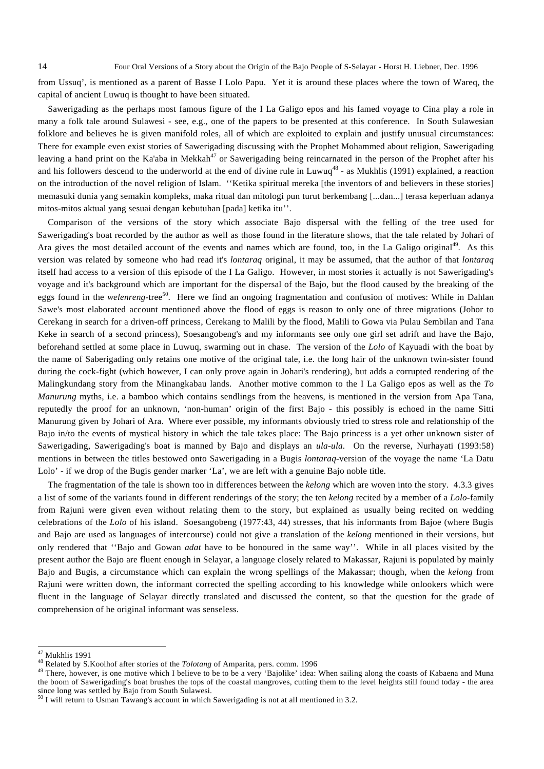from Ussuq', is mentioned as a parent of Basse I Lolo Papu. Yet it is around these places where the town of Wareq, the capital of ancient Luwuq is thought to have been situated.

Sawerigading as the perhaps most famous figure of the I La Galigo epos and his famed voyage to Cina play a role in many a folk tale around Sulawesi - see, e.g., one of the papers to be presented at this conference. In South Sulawesian folklore and believes he is given manifold roles, all of which are exploited to explain and justify unusual circumstances: There for example even exist stories of Sawerigading discussing with the Prophet Mohammed about religion, Sawerigading leaving a hand print on the Ka'aba in Mekkah[47] or Sawerigading being reincarnated in the person of the Prophet after his and his followers descend to the underworld at the end of divine rule in Luwuq[48] - as Mukhlis (1991) explained, a reaction on the introduction of the novel religion of Islam. ''Ketika spiritual mereka [the inventors of and believers in these stories] memasuki dunia yang semakin kompleks, maka ritual dan mitologi pun turut berkembang [...dan...] terasa keperluan adanya mitos-mitos aktual yang sesuai dengan kebutuhan [pada] ketika itu''.

Comparison of the versions of the story which associate Bajo dispersal with the felling of the tree used for Sawerigading's boat recorded by the author as well as those found in the literature shows, that the tale related by Johari of Ara gives the most detailed account of the events and names which are found, too, in the La Galigo original[49]. As this version was related by someone who had read it's *lontaraq* original, it may be assumed, that the author of that *lontaraq* itself had access to a version of this episode of the I La Galigo. However, in most stories it actually is not Sawerigading's voyage and it's background which are important for the dispersal of the Bajo, but the flood caused by the breaking of the eggs found in the *welenreng*-tree[50]. Here we find an ongoing fragmentation and confusion of motives: While in Dahlan Sawe's most elaborated account mentioned above the flood of eggs is reason to only one of three migrations (Johor to Cerekang in search for a driven-off princess, Cerekang to Malili by the flood, Malili to Gowa via Pulau Sembilan and Tana Keke in search of a second princess), Soesangobeng's and my informants see only one girl set adrift and have the Bajo, beforehand settled at some place in Luwuq, swarming out in chase. The version of the *Lolo* of Kayuadi with the boat by the name of Saberigading only retains one motive of the original tale, i.e. the long hair of the unknown twin-sister found during the cock-fight (which however, I can only prove again in Johari's rendering), but adds a corrupted rendering of the Malingkundang story from the Minangkabau lands. Another motive common to the I La Galigo epos as well as the *To Manurung* myths, i.e. a bamboo which contains sendlings from the heavens, is mentioned in the version from Apa Tana, reputedly the proof for an unknown, 'non-human' origin of the first Bajo - this possibly is echoed in the name Sitti Manurung given by Johari of Ara. Where ever possible, my informants obviously tried to stress role and relationship of the Bajo in/to the events of mystical history in which the tale takes place: The Bajo princess is a yet other unknown sister of Sawerigading, Sawerigading's boat is manned by Bajo and displays an *ula-ula*. On the reverse, Nurhayati (1993:58) mentions in between the titles bestowed onto Sawerigading in a Bugis *lontaraq*-version of the voyage the name 'La Datu Lolo' - if we drop of the Bugis gender marker 'La', we are left with a genuine Bajo noble title.

The fragmentation of the tale is shown too in differences between the *kelong* which are woven into the story. 4.3.3 gives a list of some of the variants found in different renderings of the story; the ten *kelong* recited by a member of a *Lolo*-family from Rajuni were given even without relating them to the story, but explained as usually being recited on wedding celebrations of the *Lolo* of his island. Soesangobeng (1977:43, 44) stresses, that his informants from Bajoe (where Bugis and Bajo are used as languages of intercourse) could not give a translation of the *kelong* mentioned in their versions, but only rendered that ''Bajo and Gowan *adat* have to be honoured in the same way''. While in all places visited by the present author the Bajo are fluent enough in Selayar, a language closely related to Makassar, Rajuni is populated by mainly Bajo and Bugis, a circumstance which can explain the wrong spellings of the Makassar; though, when the *kelong* from Rajuni were written down, the informant corrected the spelling according to his knowledge while onlookers which were fluent in the language of Selayar directly translated and discussed the content, so that the question for the grade of comprehension of he original informant was senseless.

---

[47] Mukhlis 1991

[48] Related by S.Koolhof after stories of the *Tolotang* of Amparita, pers. comm. 1996

[49] There, however, is one motive which I believe to be to be a very 'Bajolike' idea: When sailing along the coasts of Kabaena and Muna the boom of Sawerigading's boat brushes the tops of the coastal mangroves, cutting them to the level heights still found today - the area since long was settled by Bajo from South Sulawesi.

[50] I will return to Usman Tawang's account in which Sawerigading is not at all mentioned in 3.2.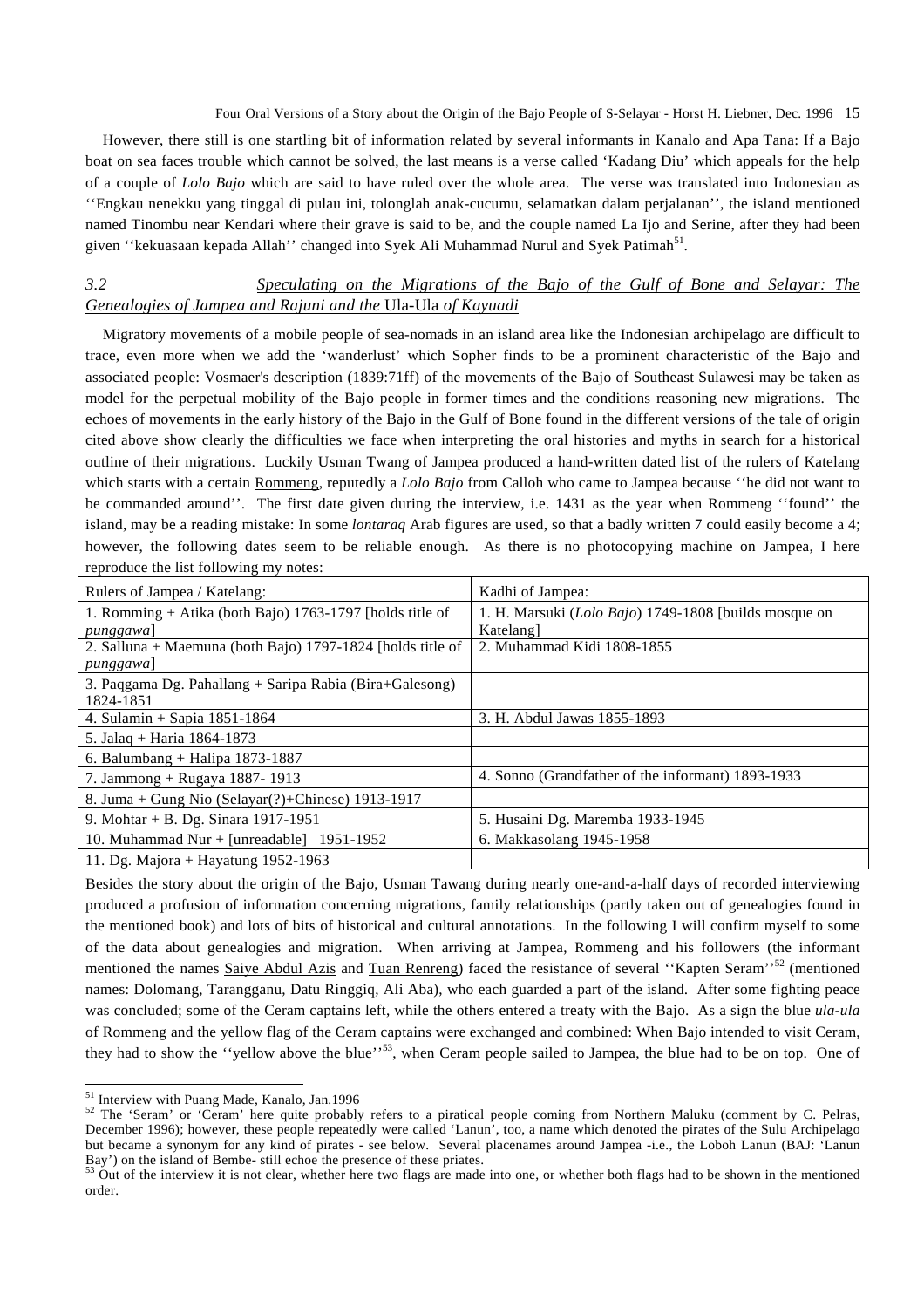However, there still is one startling bit of information related by several informants in Kanalo and Apa Tana: If a Bajo boat on sea faces trouble which cannot be solved, the last means is a verse called 'Kadang Diu' which appeals for the help of a couple of *Lolo Bajo* which are said to have ruled over the whole area. The verse was translated into Indonesian as ''Engkau nenekku yang tinggal di pulau ini, tolonglah anak-cucumu, selamatkan dalam perjalanan'', the island mentioned named Tinombu near Kendari where their grave is said to be, and the couple named La Ijo and Serine, after they had been given ''kekuasaan kepada Allah'' changed into Syek Ali Muhammad Nurul and Syek Patimah[51].

### *3.2 Speculating on the Migrations of the Bajo of the Gulf of Bone and Selayar: The Genealogies of Jampea and Rajuni and the* Ula-Ula *of Kayuadi*

Migratory movements of a mobile people of sea-nomads in an island area like the Indonesian archipelago are difficult to trace, even more when we add the 'wanderlust' which Sopher finds to be a prominent characteristic of the Bajo and associated people: Vosmaer's description (1839:71ff) of the movements of the Bajo of Southeast Sulawesi may be taken as model for the perpetual mobility of the Bajo people in former times and the conditions reasoning new migrations. The echoes of movements in the early history of the Bajo in the Gulf of Bone found in the different versions of the tale of origin cited above show clearly the difficulties we face when interpreting the oral histories and myths in search for a historical outline of their migrations. Luckily Usman Twang of Jampea produced a hand-written dated list of the rulers of Katelang which starts with a certain Rommeng, reputedly a *Lolo Bajo* from Calloh who came to Jampea because ''he did not want to be commanded around''. The first date given during the interview, i.e. 1431 as the year when Rommeng ''found'' the island, may be a reading mistake: In some *lontaraq* Arab figures are used, so that a badly written 7 could easily become a 4; however, the following dates seem to be reliable enough. As there is no photocopying machine on Jampea, I here reproduce the list following my notes:

| Rulers of Jampea / Katelang: | Kadhi of Jampea: |
|---|---|
| 1. Romming + Atika (both Bajo) 1763-1797 [holds title of *punggawa*] | 1. H. Marsuki (*Lolo Bajo*) 1749-1808 [builds mosque on Katelang] |
| 2. Salluna + Maemuna (both Bajo) 1797-1824 [holds title of *punggawa*] | 2. Muhammad Kidi 1808-1855 |
| 3. Paqgama Dg. Pahallang + Saripa Rabia (Bira+Galesong) 1824-1851 | |
| 4. Sulamin + Sapia 1851-1864 | 3. H. Abdul Jawas 1855-1893 |
| 5. Jalaq + Haria 1864-1873 | |
| 6. Balumbang + Halipa 1873-1887 | |
| 7. Jammong + Rugaya 1887- 1913 | 4. Sonno (Grandfather of the informant) 1893-1933 |
| 8. Juma + Gung Nio (Selayar(?)+Chinese) 1913-1917 | |
| 9. Mohtar + B. Dg. Sinara 1917-1951 | 5. Husaini Dg. Maremba 1933-1945 |
| 10. Muhammad Nur + [unreadable] 1951-1952 | 6. Makkasolang 1945-1958 |
| 11. Dg. Majora + Hayatung 1952-1963 | |

Besides the story about the origin of the Bajo, Usman Tawang during nearly one-and-a-half days of recorded interviewing produced a profusion of information concerning migrations, family relationships (partly taken out of genealogies found in the mentioned book) and lots of bits of historical and cultural annotations. In the following I will confirm myself to some of the data about genealogies and migration. When arriving at Jampea, Rommeng and his followers (the informant mentioned the names Saiye Abdul Azis and Tuan Renreng) faced the resistance of several ''Kapten Seram''[52] (mentioned names: Dolomang, Tarangganu, Datu Ringgiq, Ali Aba), who each guarded a part of the island. After some fighting peace was concluded; some of the Ceram captains left, while the others entered a treaty with the Bajo. As a sign the blue *ula-ula* of Rommeng and the yellow flag of the Ceram captains were exchanged and combined: When Bajo intended to visit Ceram, they had to show the ''yellow above the blue''[53], when Ceram people sailed to Jampea, the blue had to be on top. One of

---

[51] Interview with Puang Made, Kanalo, Jan.1996

[52] The 'Seram' or 'Ceram' here quite probably refers to a piratical people coming from Northern Maluku (comment by C. Pelras, December 1996); however, these people repeatedly were called 'Lanun', too, a name which denoted the pirates of the Sulu Archipelago but became a synonym for any kind of pirates - see below. Several placenames around Jampea -i.e., the Loboh Lanun (BAJ: 'Lanun Bay') on the island of Bembe- still echoe the presence of these priates.

[53] Out of the interview it is not clear, whether here two flags are made into one, or whether both flags had to be shown in the mentioned order.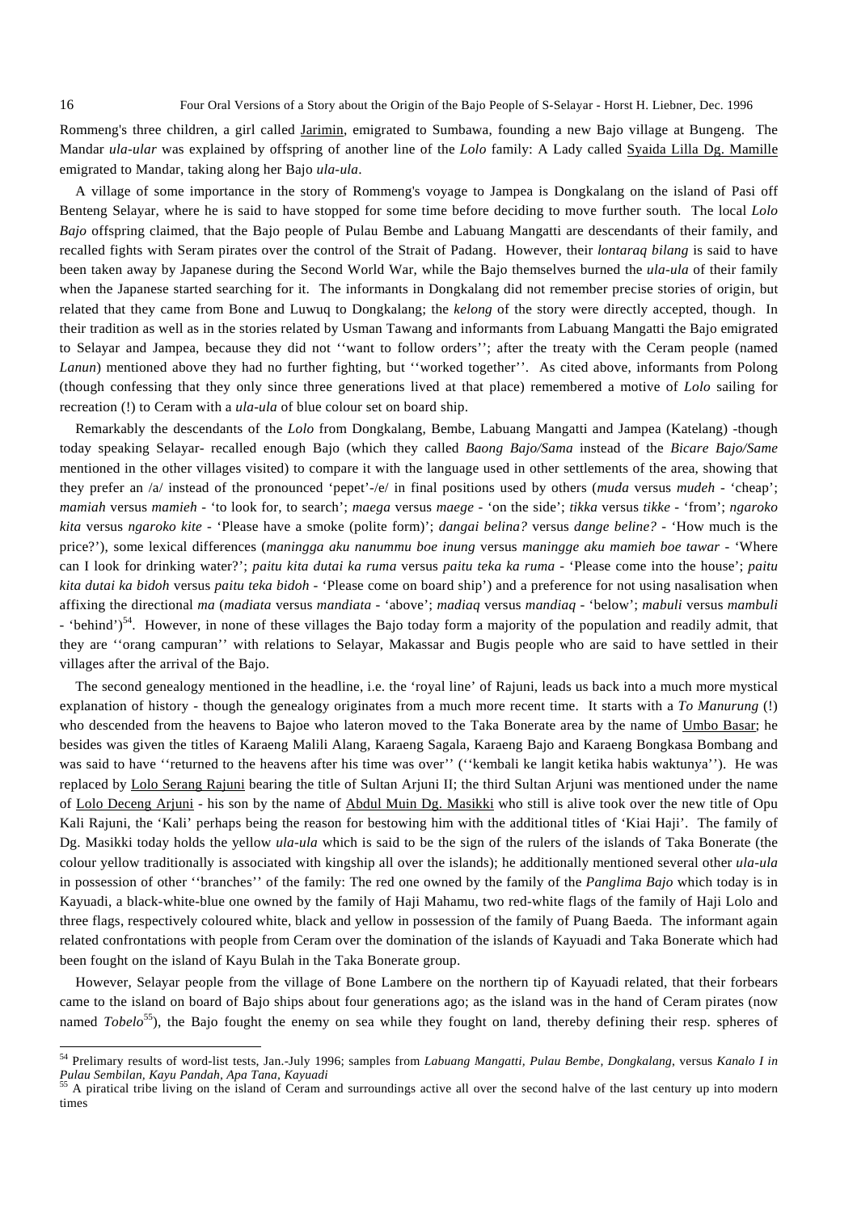Rommeng's three children, a girl called Jarimin, emigrated to Sumbawa, founding a new Bajo village at Bungeng. The Mandar *ula-ular* was explained by offspring of another line of the *Lolo* family: A Lady called Syaida Lilla Dg. Mamille emigrated to Mandar, taking along her Bajo *ula-ula*.

A village of some importance in the story of Rommeng's voyage to Jampea is Dongkalang on the island of Pasi off Benteng Selayar, where he is said to have stopped for some time before deciding to move further south. The local *Lolo Bajo* offspring claimed, that the Bajo people of Pulau Bembe and Labuang Mangatti are descendants of their family, and recalled fights with Seram pirates over the control of the Strait of Padang. However, their *lontaraq bilang* is said to have been taken away by Japanese during the Second World War, while the Bajo themselves burned the *ula-ula* of their family when the Japanese started searching for it. The informants in Dongkalang did not remember precise stories of origin, but related that they came from Bone and Luwuq to Dongkalang; the *kelong* of the story were directly accepted, though. In their tradition as well as in the stories related by Usman Tawang and informants from Labuang Mangatti the Bajo emigrated to Selayar and Jampea, because they did not ''want to follow orders''; after the treaty with the Ceram people (named *Lanun*) mentioned above they had no further fighting, but ''worked together''. As cited above, informants from Polong (though confessing that they only since three generations lived at that place) remembered a motive of *Lolo* sailing for recreation (!) to Ceram with a *ula-ula* of blue colour set on board ship.

Remarkably the descendants of the *Lolo* from Dongkalang, Bembe, Labuang Mangatti and Jampea (Katelang) -though today speaking Selayar- recalled enough Bajo (which they called *Baong Bajo/Sama* instead of the *Bicare Bajo/Same* mentioned in the other villages visited) to compare it with the language used in other settlements of the area, showing that they prefer an /a/ instead of the pronounced 'pepet'-/e/ in final positions used by others (*muda* versus *mudeh* - 'cheap'; *mamiah* versus *mamieh* - 'to look for, to search'; *maega* versus *maege* - 'on the side'; *tikka* versus *tikke* - 'from'; *ngaroko kita* versus *ngaroko kite* - 'Please have a smoke (polite form)'; *dangai belina?* versus *dange beline?* - 'How much is the price?'), some lexical differences (*maningga aku nanummu boe inung* versus *maningge aku mamieh boe tawar* - 'Where can I look for drinking water?'; *paitu kita dutai ka ruma* versus *paitu teka ka ruma* - 'Please come into the house'; *paitu kita dutai ka bidoh* versus *paitu teka bidoh* - 'Please come on board ship') and a preference for not using nasalisation when affixing the directional *ma* (*madiata* versus *mandiata* - 'above'; *madiaq* versus *mandiaq* - 'below'; *mabuli* versus *mambuli* - 'behind')[54]. However, in none of these villages the Bajo today form a majority of the population and readily admit, that they are ''orang campuran'' with relations to Selayar, Makassar and Bugis people who are said to have settled in their villages after the arrival of the Bajo.

The second genealogy mentioned in the headline, i.e. the 'royal line' of Rajuni, leads us back into a much more mystical explanation of history - though the genealogy originates from a much more recent time. It starts with a *To Manurung* (!) who descended from the heavens to Bajoe who lateron moved to the Taka Bonerate area by the name of Umbo Basar; he besides was given the titles of Karaeng Malili Alang, Karaeng Sagala, Karaeng Bajo and Karaeng Bongkasa Bombang and was said to have ''returned to the heavens after his time was over'' (''kembali ke langit ketika habis waktunya''). He was replaced by Lolo Serang Rajuni bearing the title of Sultan Arjuni II; the third Sultan Arjuni was mentioned under the name of Lolo Deceng Arjuni - his son by the name of Abdul Muin Dg. Masikki who still is alive took over the new title of Opu Kali Rajuni, the 'Kali' perhaps being the reason for bestowing him with the additional titles of 'Kiai Haji'. The family of Dg. Masikki today holds the yellow *ula-ula* which is said to be the sign of the rulers of the islands of Taka Bonerate (the colour yellow traditionally is associated with kingship all over the islands); he additionally mentioned several other *ula-ula* in possession of other ''branches'' of the family: The red one owned by the family of the *Panglima Bajo* which today is in Kayuadi, a black-white-blue one owned by the family of Haji Mahamu, two red-white flags of the family of Haji Lolo and three flags, respectively coloured white, black and yellow in possession of the family of Puang Baeda. The informant again related confrontations with people from Ceram over the domination of the islands of Kayuadi and Taka Bonerate which had been fought on the island of Kayu Bulah in the Taka Bonerate group.

However, Selayar people from the village of Bone Lambere on the northern tip of Kayuadi related, that their forbears came to the island on board of Bajo ships about four generations ago; as the island was in the hand of Ceram pirates (now named *Tobelo*[55]), the Bajo fought the enemy on sea while they fought on land, thereby defining their resp. spheres of

---

[54] Prelimary results of word-list tests, Jan.-July 1996; samples from *Labuang Mangatti, Pulau Bembe, Dongkalang*, versus *Kanalo I in Pulau Sembilan, Kayu Pandah, Apa Tana, Kayuadi*

[55] A piratical tribe living on the island of Ceram and surroundings active all over the second halve of the last century up into modern times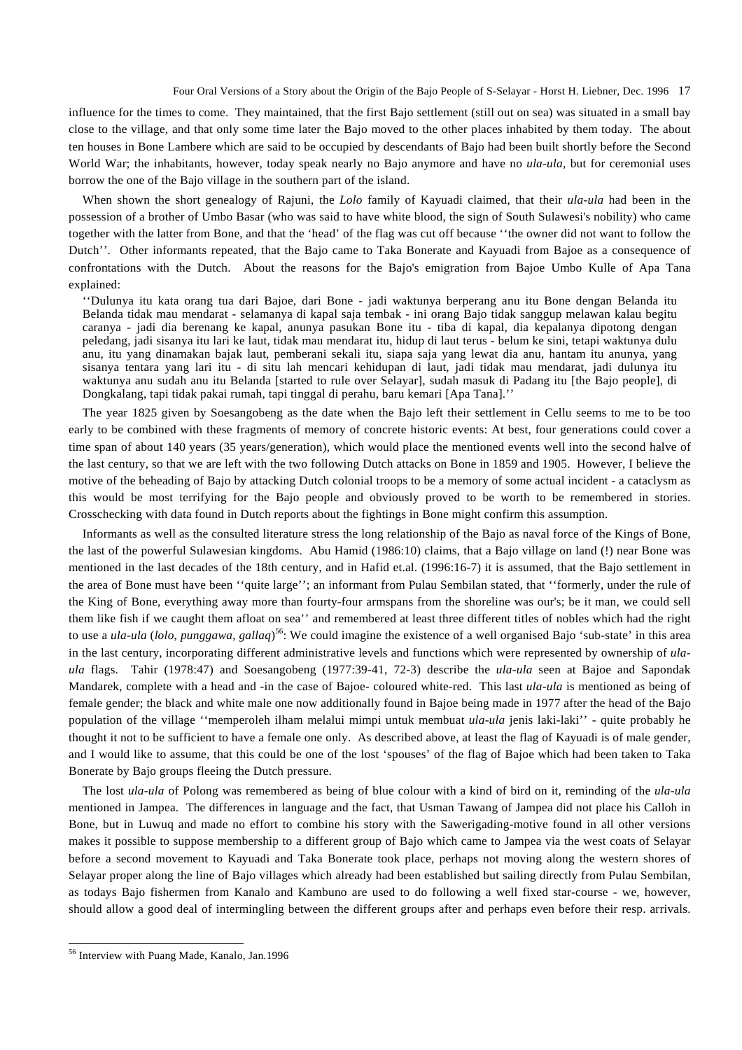influence for the times to come. They maintained, that the first Bajo settlement (still out on sea) was situated in a small bay close to the village, and that only some time later the Bajo moved to the other places inhabited by them today. The about ten houses in Bone Lambere which are said to be occupied by descendants of Bajo had been built shortly before the Second World War; the inhabitants, however, today speak nearly no Bajo anymore and have no *ula-ula*, but for ceremonial uses borrow the one of the Bajo village in the southern part of the island.

When shown the short genealogy of Rajuni, the *Lolo* family of Kayuadi claimed, that their *ula-ula* had been in the possession of a brother of Umbo Basar (who was said to have white blood, the sign of South Sulawesi's nobility) who came together with the latter from Bone, and that the 'head' of the flag was cut off because ''the owner did not want to follow the Dutch''. Other informants repeated, that the Bajo came to Taka Bonerate and Kayuadi from Bajoe as a consequence of confrontations with the Dutch. About the reasons for the Bajo's emigration from Bajoe Umbo Kulle of Apa Tana explained:

> ''Dulunya itu kata orang tua dari Bajoe, dari Bone - jadi waktunya berperang anu itu Bone dengan Belanda itu Belanda tidak mau mendarat - selamanya di kapal saja tembak - ini orang Bajo tidak sanggup melawan kalau begitu caranya - jadi dia berenang ke kapal, anunya pasukan Bone itu - tiba di kapal, dia kepalanya dipotong dengan peledang, jadi sisanya itu lari ke laut, tidak mau mendarat itu, hidup di laut terus - belum ke sini, tetapi waktunya dulu anu, itu yang dinamakan bajak laut, pemberani sekali itu, siapa saja yang lewat dia anu, hantam itu anunya, yang sisanya tentara yang lari itu - di situ lah mencari kehidupan di laut, jadi tidak mau mendarat, jadi dulunya itu waktunya anu sudah anu itu Belanda [started to rule over Selayar], sudah masuk di Padang itu [the Bajo people], di Dongkalang, tapi tidak pakai rumah, tapi tinggal di perahu, baru kemari [Apa Tana].''

The year 1825 given by Soesangobeng as the date when the Bajo left their settlement in Cellu seems to me to be too early to be combined with these fragments of memory of concrete historic events: At best, four generations could cover a time span of about 140 years (35 years/generation), which would place the mentioned events well into the second halve of the last century, so that we are left with the two following Dutch attacks on Bone in 1859 and 1905. However, I believe the motive of the beheading of Bajo by attacking Dutch colonial troops to be a memory of some actual incident - a cataclysm as this would be most terrifying for the Bajo people and obviously proved to be worth to be remembered in stories. Crosschecking with data found in Dutch reports about the fightings in Bone might confirm this assumption.

Informants as well as the consulted literature stress the long relationship of the Bajo as naval force of the Kings of Bone, the last of the powerful Sulawesian kingdoms. Abu Hamid (1986:10) claims, that a Bajo village on land (!) near Bone was mentioned in the last decades of the 18th century, and in Hafid et.al. (1996:16-7) it is assumed, that the Bajo settlement in the area of Bone must have been ''quite large''; an informant from Pulau Sembilan stated, that ''formerly, under the rule of the King of Bone, everything away more than fourty-four armspans from the shoreline was our's; be it man, we could sell them like fish if we caught them afloat on sea'' and remembered at least three different titles of nobles which had the right to use a *ula-ula* (*lolo*, *punggawa*, *gallaq*)[56]: We could imagine the existence of a well organised Bajo 'sub-state' in this area in the last century, incorporating different administrative levels and functions which were represented by ownership of *ula-ula* flags. Tahir (1978:47) and Soesangobeng (1977:39-41, 72-3) describe the *ula-ula* seen at Bajoe and Sapondak Mandarek, complete with a head and -in the case of Bajoe- coloured white-red. This last *ula-ula* is mentioned as being of female gender; the black and white male one now additionally found in Bajoe being made in 1977 after the head of the Bajo population of the village ''memperoleh ilham melalui mimpi untuk membuat *ula-ula* jenis laki-laki'' - quite probably he thought it not to be sufficient to have a female one only. As described above, at least the flag of Kayuadi is of male gender, and I would like to assume, that this could be one of the lost 'spouses' of the flag of Bajoe which had been taken to Taka Bonerate by Bajo groups fleeing the Dutch pressure.

The lost *ula-ula* of Polong was remembered as being of blue colour with a kind of bird on it, reminding of the *ula-ula* mentioned in Jampea. The differences in language and the fact, that Usman Tawang of Jampea did not place his Calloh in Bone, but in Luwuq and made no effort to combine his story with the Sawerigading-motive found in all other versions makes it possible to suppose membership to a different group of Bajo which came to Jampea via the west coats of Selayar before a second movement to Kayuadi and Taka Bonerate took place, perhaps not moving along the western shores of Selayar proper along the line of Bajo villages which already had been established but sailing directly from Pulau Sembilan, as todays Bajo fishermen from Kanalo and Kambuno are used to do following a well fixed star-course - we, however, should allow a good deal of intermingling between the different groups after and perhaps even before their resp. arrivals.

---

[56] Interview with Puang Made, Kanalo, Jan.1996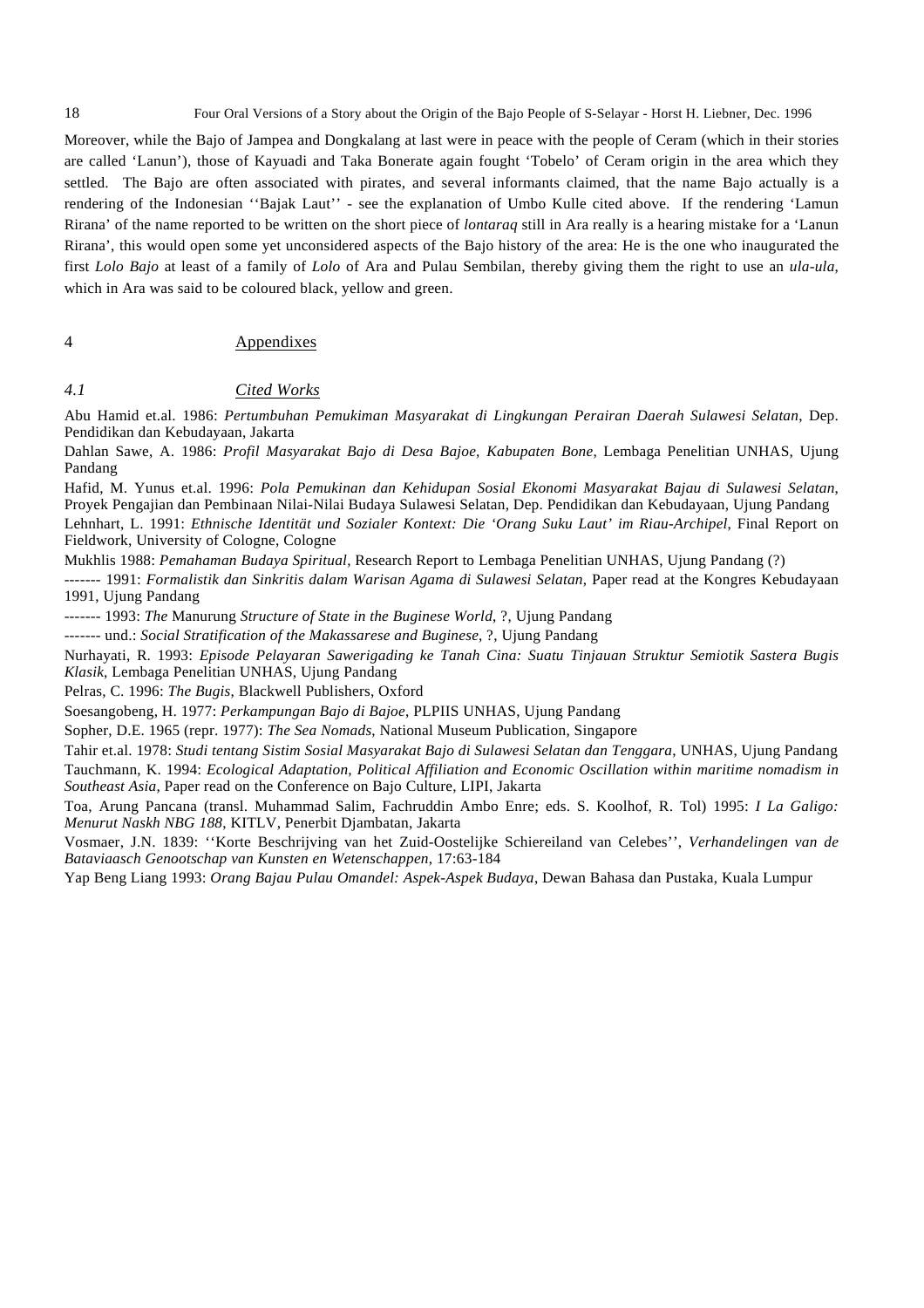Moreover, while the Bajo of Jampea and Dongkalang at last were in peace with the people of Ceram (which in their stories are called 'Lanun'), those of Kayuadi and Taka Bonerate again fought 'Tobelo' of Ceram origin in the area which they settled. The Bajo are often associated with pirates, and several informants claimed, that the name Bajo actually is a rendering of the Indonesian ''Bajak Laut'' - see the explanation of Umbo Kulle cited above. If the rendering 'Lamun Rirana' of the name reported to be written on the short piece of *lontaraq* still in Ara really is a hearing mistake for a 'Lanun Rirana', this would open some yet unconsidered aspects of the Bajo history of the area: He is the one who inaugurated the first *Lolo Bajo* at least of a family of *Lolo* of Ara and Pulau Sembilan, thereby giving them the right to use an *ula-ula*, which in Ara was said to be coloured black, yellow and green.

# 4 Appendixes

## *4.1 Cited Works*

Abu Hamid et.al. 1986: *Pertumbuhan Pemukiman Masyarakat di Lingkungan Perairan Daerah Sulawesi Selatan*, Dep. Pendidikan dan Kebudayaan, Jakarta

Dahlan Sawe, A. 1986: *Profil Masyarakat Bajo di Desa Bajoe, Kabupaten Bone*, Lembaga Penelitian UNHAS, Ujung Pandang

Hafid, M. Yunus et.al. 1996: *Pola Pemukinan dan Kehidupan Sosial Ekonomi Masyarakat Bajau di Sulawesi Selatan*, Proyek Pengajian dan Pembinaan Nilai-Nilai Budaya Sulawesi Selatan, Dep. Pendidikan dan Kebudayaan, Ujung Pandang

Lehnhart, L. 1991: *Ethnische Identität und Sozialer Kontext: Die 'Orang Suku Laut' im Riau-Archipel*, Final Report on Fieldwork, University of Cologne, Cologne

Mukhlis 1988: *Pemahaman Budaya Spiritual*, Research Report to Lembaga Penelitian UNHAS, Ujung Pandang (?)

------- 1991: *Formalistik dan Sinkritis dalam Warisan Agama di Sulawesi Selatan*, Paper read at the Kongres Kebudayaan 1991, Ujung Pandang

------- 1993: *The* Manurung *Structure of State in the Buginese World*, ?, Ujung Pandang

------- und.: *Social Stratification of the Makassarese and Buginese*, ?, Ujung Pandang

Nurhayati, R. 1993: *Episode Pelayaran Sawerigading ke Tanah Cina: Suatu Tinjauan Struktur Semiotik Sastera Bugis Klasik*, Lembaga Penelitian UNHAS, Ujung Pandang

Pelras, C. 1996: *The Bugis*, Blackwell Publishers, Oxford

Soesangobeng, H. 1977: *Perkampungan Bajo di Bajoe*, PLPIIS UNHAS, Ujung Pandang

Sopher, D.E. 1965 (repr. 1977): *The Sea Nomads*, National Museum Publication, Singapore

Tahir et.al. 1978: *Studi tentang Sistim Sosial Masyarakat Bajo di Sulawesi Selatan dan Tenggara*, UNHAS, Ujung Pandang

Tauchmann, K. 1994: *Ecological Adaptation, Political Affiliation and Economic Oscillation within maritime nomadism in Southeast Asia*, Paper read on the Conference on Bajo Culture, LIPI, Jakarta

Toa, Arung Pancana (transl. Muhammad Salim, Fachruddin Ambo Enre; eds. S. Koolhof, R. Tol) 1995: *I La Galigo: Menurut Naskh NBG 188*, KITLV, Penerbit Djambatan, Jakarta

Vosmaer, J.N. 1839: ''Korte Beschrijving van het Zuid-Oostelijke Schiereiland van Celebes'', *Verhandelingen van de Bataviaasch Genootschap van Kunsten en Wetenschappen*, 17:63-184

Yap Beng Liang 1993: *Orang Bajau Pulau Omandel: Aspek-Aspek Budaya*, Dewan Bahasa dan Pustaka, Kuala Lumpur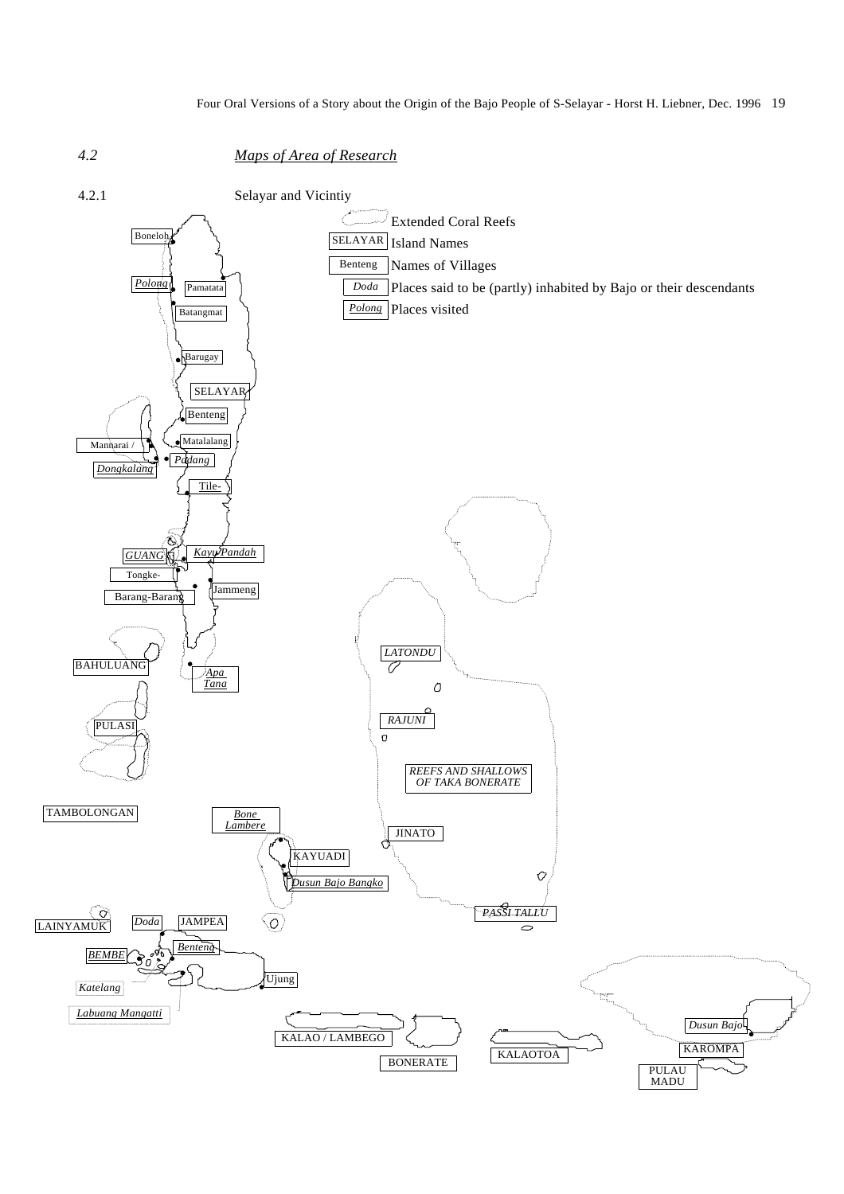## 4.2 *Maps of Area of Research*

### 4.2.1 Selayar and Vicintiy

Extended Coral Reefs

SELAYAR Island Names

Benteng Names of Villages

*Doda* Places said to be (partly) inhabited by Bajo or their descendants

*Polong* Places visited

Boneloh, *Polong*, Pamatata, Batangmat, Barugay, SELAYAR, Benteng, Matalalang, Mannarai / *Dongkalang*, *Padang*, Tile-, *GUANG*, *Kayu Pandah*, Tongke-, Barang-Barang, Jammeng, BAHULUANG, *Apa Tana*, PULASI, TAMBOLONGAN, *Bone Lambere*, *LATONDU*, *RAJUNI*, *REEFS AND SHALLOWS OF TAKA BONERATE*, JINATO, KAYUADI, *Dusun Bajo Bangko*, *PASSI TALLU*, LAINYAMUK, *Doda*, JAMPEA, *Benteng*, *BEMBE*, Ujung, *Katelang*, *Labuang Mangatti*, KALAO / LAMBEGO, BONERATE, KALAOTOA, *Dusun Bajo*, KAROMPA, PULAU MADU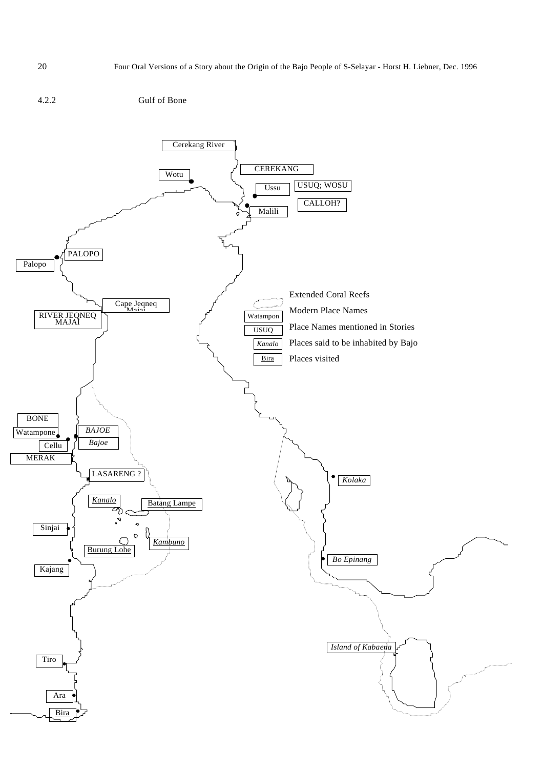### 4.2.2 Gulf of Bone

Cerekang River

CEREKANG

Wotu

Ussu

USUQ; WOSU

CALLOH?

Malili

PALOPO

Palopo

Cape Jeqneq Majai

RIVER JEQNEQ MAJAI

Extended Coral Reefs

Watampon — Modern Place Names

USUQ — Place Names mentioned in Stories

*Kanalo* — Places said to be inhabited by Bajo

Bira — Places visited

BONE

Watampone

*BAJOE*

*Bajoe*

Cellu

MERAK

LASARENG ?

*Kolaka*

*Kanalo*

Batang Lampe

Sinjai

*Kambuno*

Burung Lohe

*Bo Epinang*

Kajang

*Island of Kabaena*

Tiro

Ara

Bira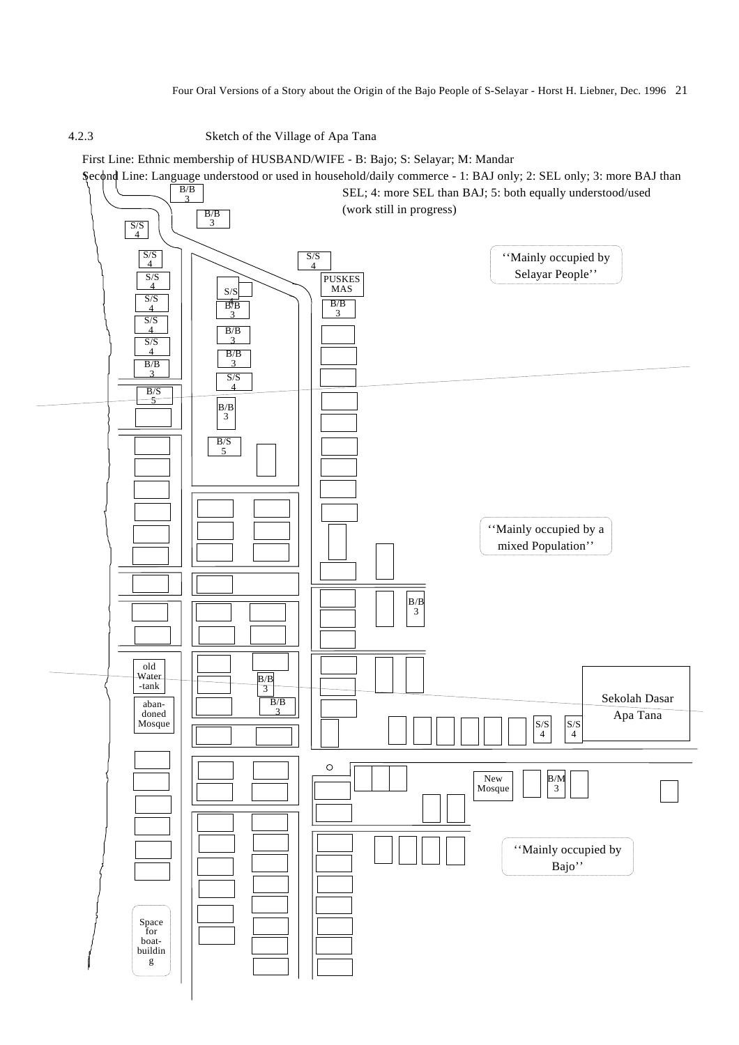### 4.2.3 Sketch of the Village of Apa Tana

First Line: Ethnic membership of HUSBAND/WIFE - B: Bajo; S: Selayar; M: Mandar

Second Line: Language understood or used in household/daily commerce - 1: BAJ only; 2: SEL only; 3: more BAJ than SEL; 4: more SEL than BAJ; 5: both equally understood/used

(work still in progress)

''Mainly occupied by Selayar People''

''Mainly occupied by a mixed Population''

''Mainly occupied by Bajo''

PUSKES MAS

old Water -tank

aban- doned Mosque

Space for boat- buildin g

New Mosque

Sekolah Dasar Apa Tana

B/B 3 · B/B 3 · S/S 4 · S/S 4 · S/S 4 · S/S 4 · S/S 4 · S/S 4 · S/S 4 · B/B 3 · B/S 5 · S/S 4 · B/B 3 · B/B 3 · B/B 3 · S/S 4 · B/B 3 · B/S 5 · B/B 3 · B/B 3 · B/B 3 · B/B 3 · S/S 4 · S/S 4 · B/M 3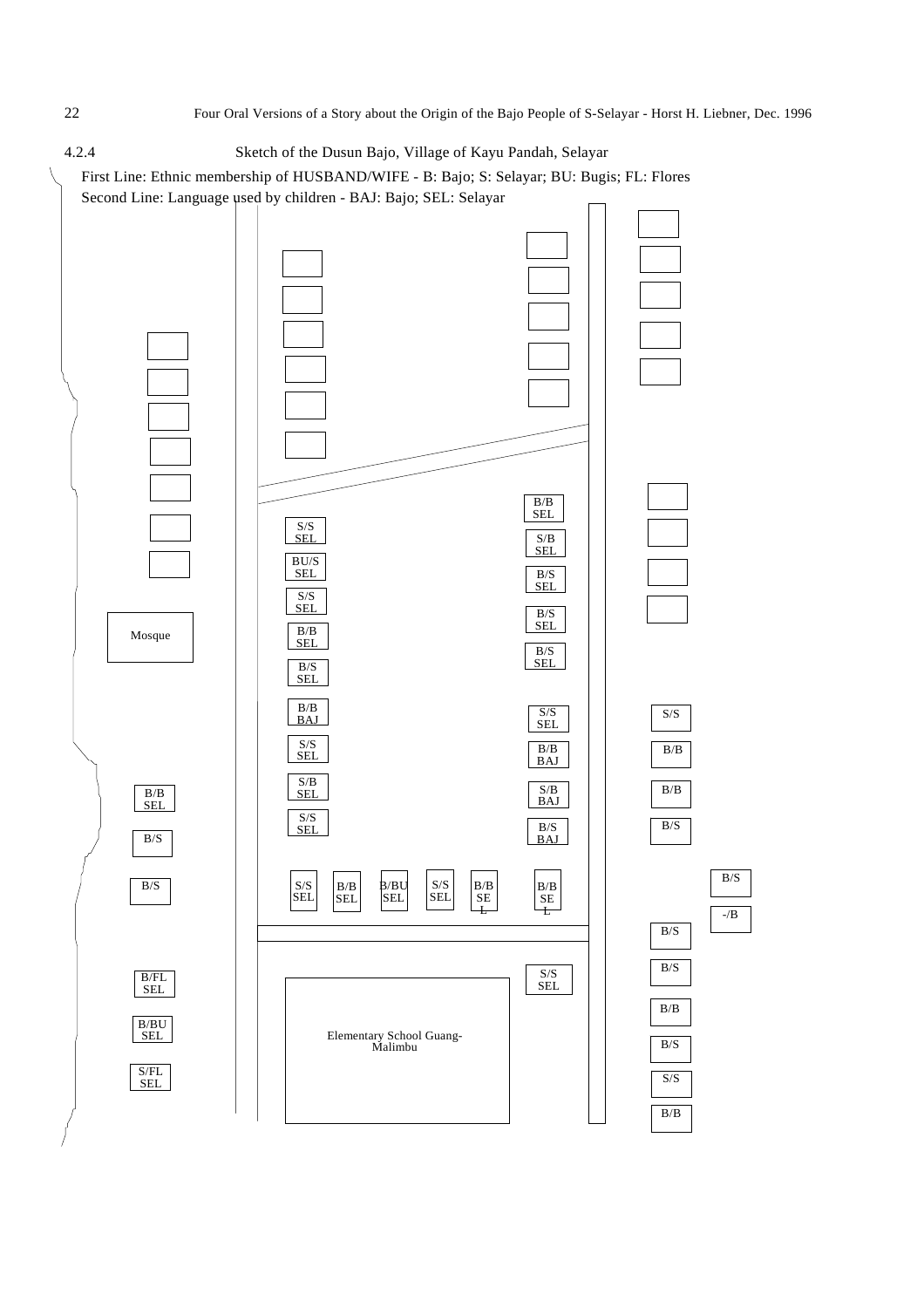### 4.2.4 Sketch of the Dusun Bajo, Village of Kayu Pandah, Selayar

First Line: Ethnic membership of HUSBAND/WIFE - B: Bajo; S: Selayar; BU: Bugis; FL: Flores
Second Line: Language used by children - BAJ: Bajo; SEL: Selayar

Mosque

B/B SEL

B/S

B/S

B/FL SEL

B/BU SEL

S/FL SEL

S/S SEL

BU/S SEL

S/S SEL

B/B SEL

B/S SEL

B/B BAJ

S/S SEL

S/B SEL

S/S SEL

S/S SEL

B/B SEL

B/BU SEL

S/S SEL

B/B SEL

B/B SEL

B/B SEL

S/B SEL

B/S SEL

B/S SEL

B/S SEL

S/S SEL

B/B BAJ

S/B BAJ

B/S BAJ

S/S SEL

Elementary School Guang-Malimbu

S/S

B/B

B/B

B/S

B/S

-/B

B/S

B/S

B/B

B/S

S/S

B/B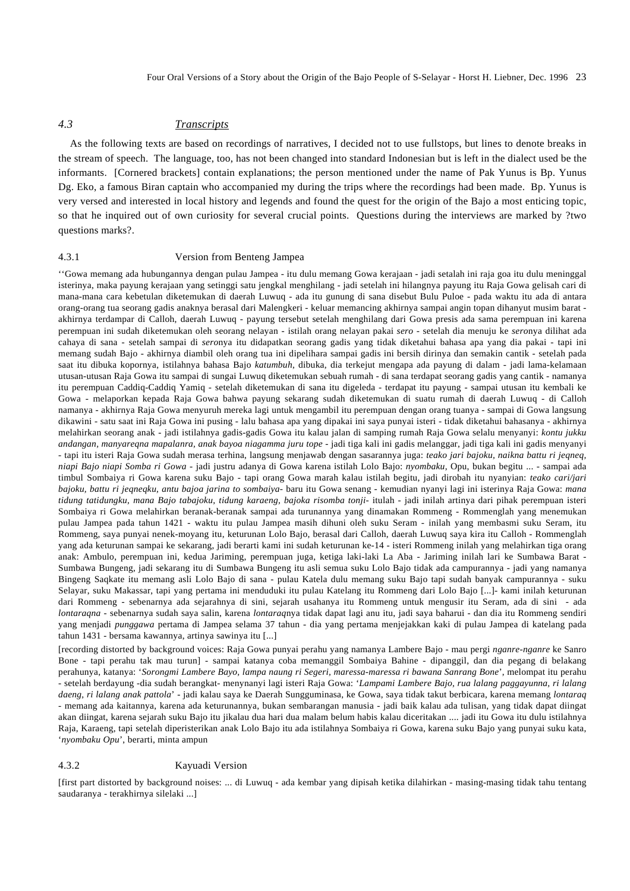### *4.3 Transcripts*

As the following texts are based on recordings of narratives, I decided not to use fullstops, but lines to denote breaks in the stream of speech. The language, too, has not been changed into standard Indonesian but is left in the dialect used be the informants. [Cornered brackets] contain explanations; the person mentioned under the name of Pak Yunus is Bp. Yunus Dg. Eko, a famous Biran captain who accompanied my during the trips where the recordings had been made. Bp. Yunus is very versed and interested in local history and legends and found the quest for the origin of the Bajo a most enticing topic, so that he inquired out of own curiosity for several crucial points. Questions during the interviews are marked by ?two questions marks?.

#### 4.3.1 Version from Benteng Jampea

''Gowa memang ada hubungannya dengan pulau Jampea - itu dulu memang Gowa kerajaan - jadi setalah ini raja goa itu dulu meninggal isterinya, maka payung kerajaan yang setinggi satu jengkal menghilang - jadi setelah ini hilangnya payung itu Raja Gowa gelisah cari di mana-mana cara kebetulan diketemukan di daerah Luwuq - ada itu gunung di sana disebut Bulu Puloe - pada waktu itu ada di antara orang-orang tua seorang gadis anaknya berasal dari Malengkeri - keluar memancing akhirnya sampai angin topan dihanyut musim barat - akhirnya terdampar di Calloh, daerah Luwuq - payung tersebut setelah menghilang dari Gowa presis ada sama perempuan ini karena perempuan ini sudah diketemukan oleh seorang nelayan - istilah orang nelayan pakai *sero* - setelah dia menuju ke *sero*nya dilihat ada cahaya di sana - setelah sampai di *sero*nya itu didapatkan seorang gadis yang tidak diketahui bahasa apa yang dia pakai - tapi ini memang sudah Bajo - akhirnya diambil oleh orang tua ini dipelihara sampai gadis ini bersih dirinya dan semakin cantik - setelah pada saat itu dibuka kopornya, istilahnya bahasa Bajo *katumbuh*, dibuka, dia terkejut mengapa ada payung di dalam - jadi lama-kelamaan utusan-utusan Raja Gowa itu sampai di sungai Luwuq diketemukan sebuah rumah - di sana terdapat seorang gadis yang cantik - namanya itu perempuan Caddiq-Caddiq Yamiq - setelah diketemukan di sana itu digeleda - terdapat itu payung - sampai utusan itu kembali ke Gowa - melaporkan kepada Raja Gowa bahwa payung sekarang sudah diketemukan di suatu rumah di daerah Luwuq - di Calloh namanya - akhirnya Raja Gowa menyuruh mereka lagi untuk mengambil itu perempuan dengan orang tuanya - sampai di Gowa langsung dikawini - satu saat ini Raja Gowa ini pusing - lalu bahasa apa yang dipakai ini saya punyai isteri - tidak diketahui bahasanya - akhirnya melahirkan seorang anak - jadi istilahnya gadis-gadis Gowa itu kalau jalan di samping rumah Raja Gowa selalu menyanyi: *kontu jukku andangan, manyareqna mapalanra, anak bayoa niagamma juru tope* - jadi tiga kali ini gadis melanggar, jadi tiga kali ini gadis menyanyi - tapi itu isteri Raja Gowa sudah merasa terhina, langsung menjawab dengan sasarannya juga: *teako jari bajoku, naikna battu ri jeqneq, niapi Bajo niapi Somba ri Gowa* - jadi justru adanya di Gowa karena istilah Lolo Bajo: *nyombaku*, Opu, bukan begitu ... - sampai ada timbul Sombaiya ri Gowa karena suku Bajo - tapi orang Gowa marah kalau istilah begitu, jadi dirobah itu nyanyian: *teako cari/jari bajoku, battu ri jeqneqku, antu bajoa jarina to sombaiya-* baru itu Gowa senang - kemudian nyanyi lagi ini isterinya Raja Gowa: *mana tidung tatidungku, mana Bajo tabajoku, tidung karaeng, bajoka risomba tonji-* itulah - jadi inilah artinya dari pihak perempuan isteri Sombaiya ri Gowa melahirkan beranak-beranak sampai ada turunannya yang dinamakan Rommeng - Rommenglah yang menemukan pulau Jampea pada tahun 1421 - waktu itu pulau Jampea masih dihuni oleh suku Seram - inilah yang membasmi suku Seram, itu Rommeng, saya punyai nenek-moyang itu, keturunan Lolo Bajo, berasal dari Calloh, daerah Luwuq saya kira itu Calloh - Rommenglah yang ada keturunan sampai ke sekarang, jadi berarti kami ini sudah keturunan ke-14 - isteri Rommeng inilah yang melahirkan tiga orang anak: Ambulo, perempuan ini, kedua Jariming, perempuan juga, ketiga laki-laki La Aba - Jariming inilah lari ke Sumbawa Barat - Sumbawa Bungeng, jadi sekarang itu di Sumbawa Bungeng itu asli semua suku Lolo Bajo tidak ada campurannya - jadi yang namanya Bingeng Saqkate itu memang asli Lolo Bajo di sana - pulau Katela dulu memang suku Bajo tapi sudah banyak campurannya - suku Selayar, suku Makassar, tapi yang pertama ini menduduki itu pulau Katelang itu Rommeng dari Lolo Bajo [...]- kami inilah keturunan dari Rommeng - sebenarnya ada sejarahnya di sini, sejarah usahanya itu Rommeng untuk mengusir itu Seram, ada di sini - ada *lontaraqna* - sebenarnya sudah saya salin, karena *lontaraq*nya tidak dapat lagi anu itu, jadi saya baharui - dan dia itu Rommeng sendiri yang menjadi *punggawa* pertama di Jampea selama 37 tahun - dia yang pertama menjejakkan kaki di pulau Jampea di katelang pada tahun 1431 - bersama kawannya, artinya sawinya itu [...]

[recording distorted by background voices: Raja Gowa punyai perahu yang namanya Lambere Bajo - mau pergi *nganre-nganre* ke Sanro Bone - tapi perahu tak mau turun] - sampai katanya coba memanggil Sombaiya Bahine - dipanggil, dan dia pegang di belakang perahunya, katanya: '*Sorongmi Lambere Bayo, lampa naung ri Segeri, maressa-maressa ri bawana Sanrang Bone*', melompat itu perahu - setelah berdayung -dia sudah berangkat- menyanyi lagi isteri Raja Gowa: '*Lampami Lambere Bajo, rua lalang paggayunna, ri lalang daeng, ri lalang anak pattola*' - jadi kalau saya ke Daerah Sungguminasa, ke Gowa, saya tidak takut berbicara, karena memang *lontaraq* - memang ada kaitannya, karena ada keturunannya, bukan sembarangan manusia - jadi baik kalau ada tulisan, yang tidak dapat diingat akan diingat, karena sejarah suku Bajo itu jikalau dua hari dua malam belum habis kalau diceritakan .... jadi itu Gowa itu dulu istilahnya Raja, Karaeng, tapi setelah diperisterikan anak Lolo Bajo itu ada istilahnya Sombaiya ri Gowa, karena suku Bajo yang punyai suku kata, '*nyombaku Opu*', berarti, minta ampun

#### 4.3.2 Kayuadi Version

[first part distorted by background noises: ... di Luwuq - ada kembar yang dipisah ketika dilahirkan - masing-masing tidak tahu tentang saudaranya - terakhirnya silelaki ...]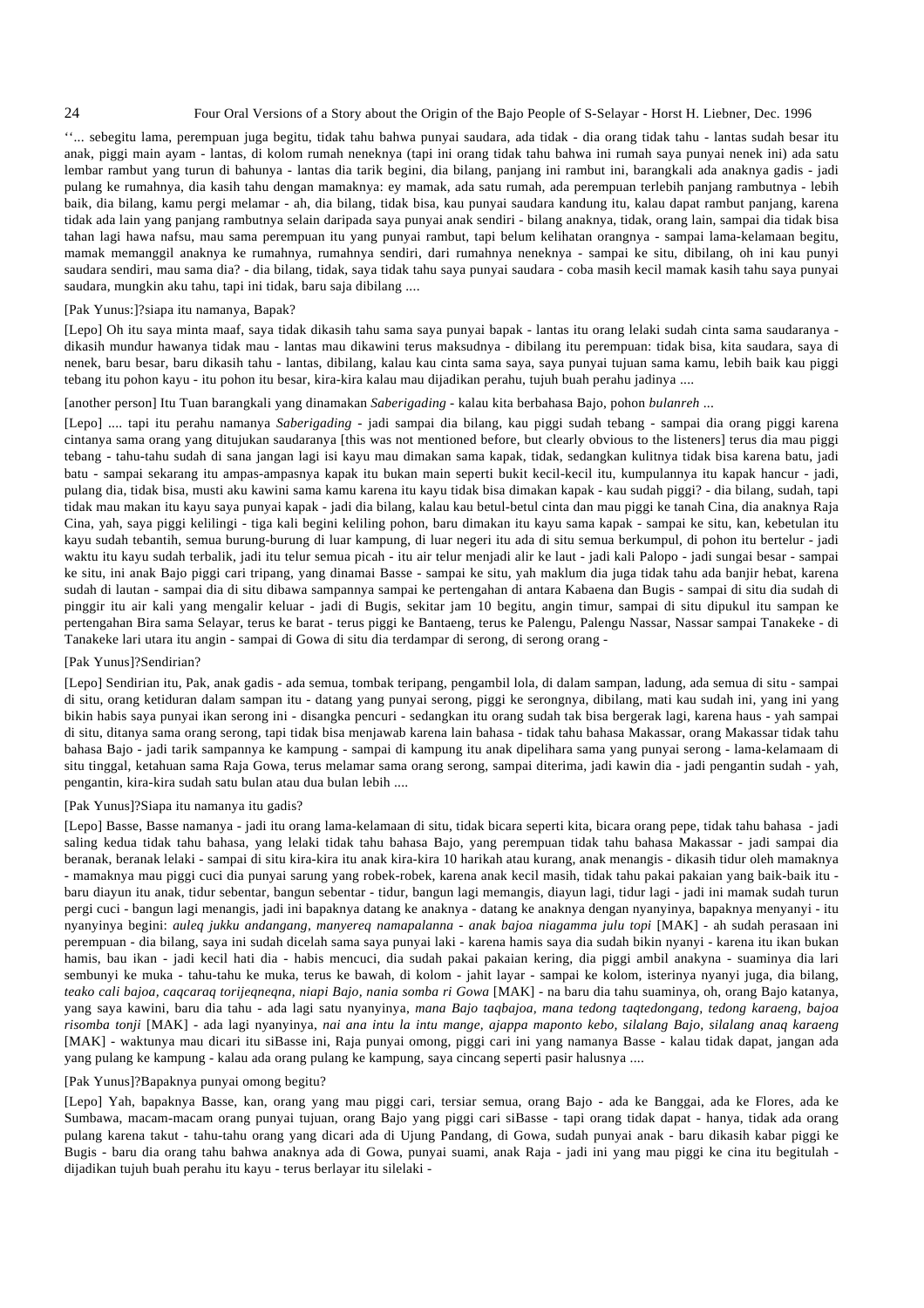''... sebegitu lama, perempuan juga begitu, tidak tahu bahwa punyai saudara, ada tidak - dia orang tidak tahu - lantas sudah besar itu anak, piggi main ayam - lantas, di kolom rumah neneknya (tapi ini orang tidak tahu bahwa ini rumah saya punyai nenek ini) ada satu lembar rambut yang turun di bahunya - lantas dia tarik begini, dia bilang, panjang ini rambut ini, barangkali ada anaknya gadis - jadi pulang ke rumahnya, dia kasih tahu dengan mamaknya: ey mamak, ada satu rumah, ada perempuan terlebih panjang rambutnya - lebih baik, dia bilang, kamu pergi melamar - ah, dia bilang, tidak bisa, kau punyai saudara kandung itu, kalau dapat rambut panjang, karena tidak ada lain yang panjang rambutnya selain daripada saya punyai anak sendiri - bilang anaknya, tidak, orang lain, sampai dia tidak bisa tahan lagi hawa nafsu, mau sama perempuan itu yang punyai rambut, tapi belum kelihatan orangnya - sampai lama-kelamaan begitu, mamak memanggil anaknya ke rumahnya, rumahnya sendiri, dari rumahnya neneknya - sampai ke situ, dibilang, oh ini kau punyi saudara sendiri, mau sama dia? - dia bilang, tidak, saya tidak tahu saya punyai saudara - coba masih kecil mamak kasih tahu saya punyai saudara, mungkin aku tahu, tapi ini tidak, baru saja dibilang ....

[Pak Yunus:]?siapa itu namanya, Bapak?

[Lepo] Oh itu saya minta maaf, saya tidak dikasih tahu sama saya punyai bapak - lantas itu orang lelaki sudah cinta sama saudaranya - dikasih mundur hawanya tidak mau - lantas mau dikawini terus maksudnya - dibilang itu perempuan: tidak bisa, kita saudara, saya di nenek, baru besar, baru dikasih tahu - lantas, dibilang, kalau kau cinta sama saya, saya punyai tujuan sama kamu, lebih baik kau piggi tebang itu pohon kayu - itu pohon itu besar, kira-kira kalau mau dijadikan perahu, tujuh buah perahu jadinya ....

[another person] Itu Tuan barangkali yang dinamakan *Saberigading* - kalau kita berbahasa Bajo, pohon *bulanreh* ...

[Lepo] .... tapi itu perahu namanya *Saberigading* - jadi sampai dia bilang, kau piggi sudah tebang - sampai dia orang piggi karena cintanya sama orang yang ditujukan saudaranya [this was not mentioned before, but clearly obvious to the listeners] terus dia mau piggi tebang - tahu-tahu sudah di sana jangan lagi isi kayu mau dimakan sama kapak, tidak, sedangkan kulitnya tidak bisa karena batu, jadi batu - sampai sekarang itu ampas-ampasnya kapak itu bukan main seperti bukit kecil-kecil itu, kumpulannya itu kapak hancur - jadi, pulang dia, tidak bisa, musti aku kawini sama kamu karena itu kayu tidak bisa dimakan kapak - kau sudah piggi? - dia bilang, sudah, tapi tidak mau makan itu kayu saya punyai kapak - jadi dia bilang, kalau kau betul-betul cinta dan mau piggi ke tanah Cina, dia anaknya Raja Cina, yah, saya piggi kelilingi - tiga kali begini keliling pohon, baru dimakan itu kayu sama kapak - sampai ke situ, kan, kebetulan itu kayu sudah tebantih, semua burung-burung di luar kampung, di luar negeri itu ada di situ semua berkumpul, di pohon itu bertelur - jadi waktu itu kayu sudah terbalik, jadi itu telur semua picah - itu air telur menjadi alir ke laut - jadi kali Palopo - jadi sungai besar - sampai ke situ, ini anak Bajo piggi cari tripang, yang dinamai Basse - sampai ke situ, yah maklum dia juga tidak tahu ada banjir hebat, karena sudah di lautan - sampai dia di situ dibawa sampannya sampai ke pertengahan di antara Kabaena dan Bugis - sampai di situ dia sudah di pinggir itu air kali yang mengalir keluar - jadi di Bugis, sekitar jam 10 begitu, angin timur, sampai di situ dipukul itu sampan ke pertengahan Bira sama Selayar, terus ke barat - terus piggi ke Bantaeng, terus ke Palengu, Palengu Nassar, Nassar sampai Tanakeke - di Tanakeke lari utara itu angin - sampai di Gowa di situ dia terdampar di serong, di serong orang -

[Pak Yunus]?Sendirian?

[Lepo] Sendirian itu, Pak, anak gadis - ada semua, tombak teripang, pengambil lola, di dalam sampan, ladung, ada semua di situ - sampai di situ, orang ketiduran dalam sampan itu - datang yang punyai serong, piggi ke serongnya, dibilang, mati kau sudah ini, yang ini yang bikin habis saya punyai ikan serong ini - disangka pencuri - sedangkan itu orang sudah tak bisa bergerak lagi, karena haus - yah sampai di situ, ditanya sama orang serong, tapi tidak bisa menjawab karena lain bahasa - tidak tahu bahasa Makassar, orang Makassar tidak tahu bahasa Bajo - jadi tarik sampannya ke kampung - sampai di kampung itu anak dipelihara sama yang punyai serong - lama-kelamaam di situ tinggal, ketahuan sama Raja Gowa, terus melamar sama orang serong, sampai diterima, jadi kawin dia - jadi pengantin sudah - yah, pengantin, kira-kira sudah satu bulan atau dua bulan lebih ....

[Pak Yunus]?Siapa itu namanya itu gadis?

[Lepo] Basse, Basse namanya - jadi itu orang lama-kelamaan di situ, tidak bicara seperti kita, bicara orang pepe, tidak tahu bahasa - jadi saling kedua tidak tahu bahasa, yang lelaki tidak tahu bahasa Bajo, yang perempuan tidak tahu bahasa Makassar - jadi sampai dia beranak, beranak lelaki - sampai di situ kira-kira itu anak kira-kira 10 harikah atau kurang, anak menangis - dikasih tidur oleh mamaknya - mamaknya mau piggi cuci dia punyai sarung yang robek-robek, karena anak kecil masih, tidak tahu pakai pakaian yang baik-baik itu - baru diayun itu anak, tidur sebentar, bangun sebentar - tidur, bangun lagi memangis, diayun lagi, tidur lagi - jadi ini mamak sudah turun pergi cuci - bangun lagi menangis, jadi ini bapaknya datang ke anaknya - datang ke anaknya dengan nyanyinya, bapaknya menyanyi - itu nyanyinya begini: *auleq jukku andangang, manyereq namapalanna - anak bajoa niagamma julu topi* [MAK] - ah sudah perasaan ini perempuan - dia bilang, saya ini sudah dicelah sama saya punyai laki - karena hamis saya dia sudah bikin nyanyi - karena itu ikan bukan hamis, bau ikan - jadi kecil hati dia - habis mencuci, dia sudah pakai pakaian kering, dia piggi ambil anakyna - suaminya dia lari sembunyi ke muka - tahu-tahu ke muka, terus ke bawah, di kolom - jahit layar - sampai ke kolom, isterinya nyanyi juga, dia bilang, *teako cali bajoa, caqcaraq torijeqneqna, niapi Bajo, nania somba ri Gowa* [MAK] - na baru dia tahu suaminya, oh, orang Bajo katanya, yang saya kawini, baru dia tahu - ada lagi satu nyanyinya, *mana Bajo taqbajoa, mana tedong taqtedongang, tedong karaeng, bajoa risomba tonji* [MAK] - ada lagi nyanyinya, *nai ana intu la intu mange, ajappa maponto kebo, silalang Bajo, silalang anaq karaeng* [MAK] - waktunya mau dicari ini siBasse ini, Raja punyai omong, piggi cari ini yang namanya Basse - kalau tidak dapat, jangan ada yang pulang ke kampung - kalau ada orang pulang ke kampung, saya cincang seperti pasir halusnya ....

[Pak Yunus]?Bapaknya Basse punyai omong begitu?

[Lepo] Yah, bapaknya Basse, kan, orang yang mau piggi cari, tersiar semua, orang Bajo - ada ke Banggai, ada ke Flores, ada ke Sumbawa, macam-macam orang punyai tujuan, orang Bajo yang piggi cari siBasse - tapi orang tidak dapat - hanya, tidak ada orang pulang karena takut - tahu-tahu orang yang dicari ada di Ujung Pandang, di Gowa, sudah punyai anak - baru dikasih kabar piggi ke Bugis - baru dia orang tahu bahwa anaknya ada di Gowa, punyai suami, anak Raja - jadi ini yang mau piggi ke cina itu begitulah - dijadikan tujuh buah perahu itu kayu - terus berlayar itu silelaki -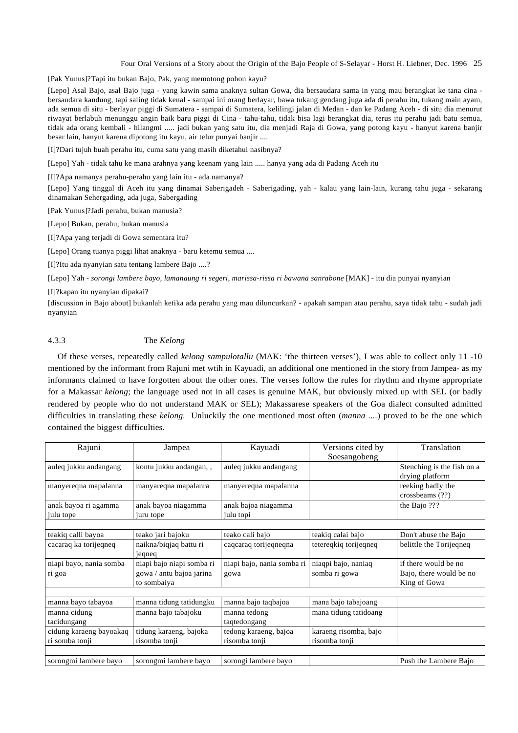[Pak Yunus]?Tapi itu bukan Bajo, Pak, yang memotong pohon kayu?

[Lepo] Asal Bajo, asal Bajo juga - yang kawin sama anaknya sultan Gowa, dia bersaudara sama in yang mau berangkat ke tana cina - bersaudara kandung, tapi saling tidak kenal - sampai ini orang berlayar, bawa tukang gendang juga ada di perahu itu, tukang main ayam, ada semua di situ - berlayar piggi di Sumatera - sampai di Sumatera, kelilingi jalan di Medan - dan ke Padang Aceh - di situ dia menurut riwayat berlabuh menunggu angin baik baru piggi di Cina - tahu-tahu, tidak bisa lagi berangkat dia, terus itu perahu jadi batu semua, tidak ada orang kembali - hilangmi ..... jadi bukan yang satu itu, dia menjadi Raja di Gowa, yang potong kayu - hanyut karena banjir besar lain, hanyut karena dipotong itu kayu, air telur punyai banjir ....

[I]?Dari tujuh buah perahu itu, cuma satu yang masih diketahui nasibnya?

[Lepo] Yah - tidak tahu ke mana arahnya yang keenam yang lain ..... hanya yang ada di Padang Aceh itu

[I]?Apa namanya perahu-perahu yang lain itu - ada namanya?

[Lepo] Yang tinggal di Aceh itu yang dinamai Saberigadeh - Saberigading, yah - kalau yang lain-lain, kurang tahu juga - sekarang dinamakan Sehergading, ada juga, Sabergading

[Pak Yunus]?Jadi perahu, bukan manusia?

[Lepo] Bukan, perahu, bukan manusia

[I]?Apa yang terjadi di Gowa sementara itu?

[Lepo] Orang tuanya piggi lihat anaknya - baru ketemu semua ....

[I]?Itu ada nyanyian satu tentang lambere Bajo ....?

[Lepo] Yah - *sorongi lambere bayo, lamanaung ri segeri, marissa-rissa ri bawana sanrabone* [MAK] - itu dia punyai nyanyian

[I]?kapan itu nyanyian dipakai?

[discussion in Bajo about] bukanlah ketika ada perahu yang mau diluncurkan? - apakah sampan atau perahu, saya tidak tahu - sudah jadi nyanyian

### 4.3.3 The *Kelong*

Of these verses, repeatedly called *kelong sampulotallu* (MAK: 'the thirteen verses'), I was able to collect only 11 -10 mentioned by the informant from Rajuni met wtih in Kayuadi, an additional one mentioned in the story from Jampea- as my informants claimed to have forgotten about the other ones. The verses follow the rules for rhythm and rhyme appropriate for a Makassar *kelong*; the language used not in all cases is genuine MAK, but obviously mixed up with SEL (or badly rendered by people who do not understand MAK or SEL); Makassarese speakers of the Goa dialect consulted admitted difficulties in translating these *kelong.* Unluckily the one mentioned most often (*manna* ....) proved to be the one which contained the biggest difficulties.

| Rajuni | Jampea | Kayuadi | Versions cited by Soesangobeng | Translation |
|---|---|---|---|---|
| auleq jukku andangang | kontu jukku andangan, , | auleq jukku andangang | | Stenching is the fish on a drying platform |
| manyereqna mapalanna | manyareqna mapalanra | manyereqna mapalanna | | reeking badly the crossbeams (??) |
| anak bayoa ri agamma julu tope | anak bayoa niagamma juru tope | anak bajoa niagamma julu topi | | the Bajo ??? |
| | | | | |
| teakiq calli bayoa | teako jari bajoku | teako cali bajo | teakiq calai bajo | Don't abuse the Bajo |
| cacaraq ka torijeqneq | naikna/biqjaq battu ri jeqneq | caqcaraq torijeqneqna | tetereqkiq torijeqneq | belittle the Torijeqneq |
| niapi bayo, nania somba ri goa | niapi bajo niapi somba ri gowa / antu bajoa jarina to sombaiya | niapi bajo, nania somba ri gowa | niaqpi bajo, naniaq somba ri gowa | if there would be no Bajo, there would be no King of Gowa |
| | | | | |
| manna bayo tabayoa | manna tidung tatidungku | manna bajo taqbajoa | mana bajo tabajoang | |
| manna cidung tacidungang | manna bajo tabajoku | manna tedong taqtedongang | mana tidung tatidoang | |
| cidung karaeng bayoakaq ri somba tonji | tidung karaeng, bajoka risomba tonji | tedong karaeng, bajoa risomba tonji | karaeng risomba, bajo risomba tonji | |
| | | | | |
| sorongmi lambere bayo | sorongmi lambere bayo | sorongi lambere bayo | | Push the Lambere Bajo |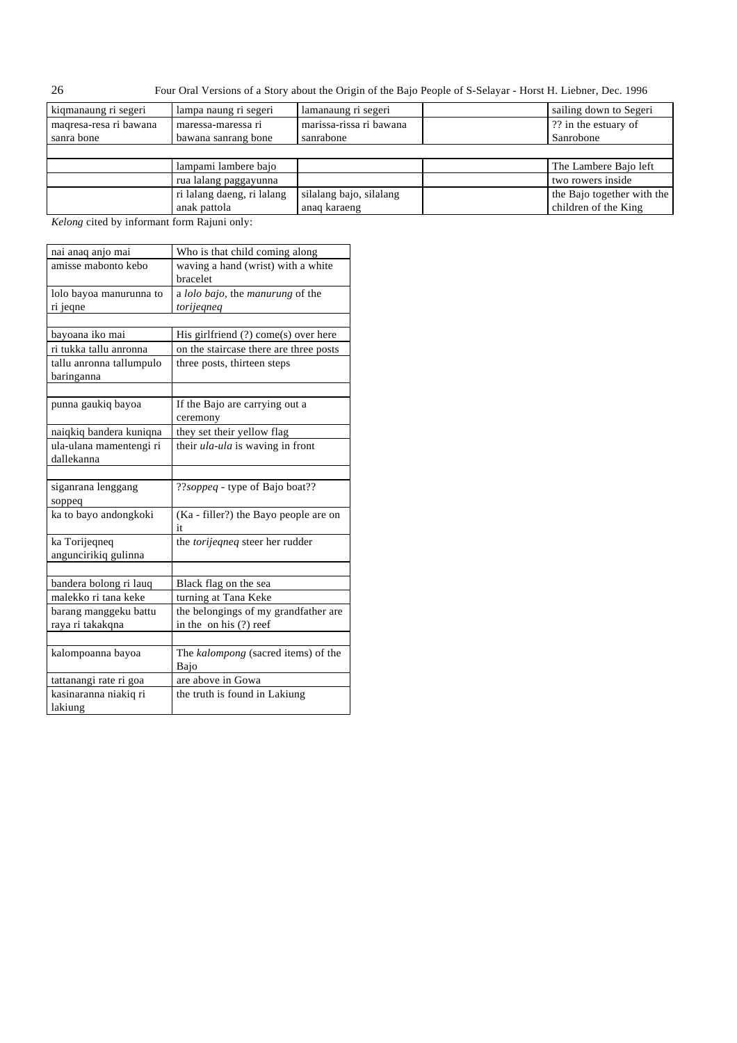| | | | | |
|---|---|---|---|---|
| kiqmanaung ri segeri | lampa naung ri segeri | lamanaung ri segeri | | sailing down to Segeri |
| maqresa-resa ri bawana sanra bone | maressa-maressa ri bawana sanrang bone | marissa-rissa ri bawana sanrabone | | ?? in the estuary of Sanrobone |
| | | | | |
| | lampami lambere bajo | | | The Lambere Bajo left |
| | rua lalang paggayunna | | | two rowers inside |
| | ri lalang daeng, ri lalang anak pattola | silalang bajo, silalang anaq karaeng | | the Bajo together with the children of the King |

*Kelong* cited by informant form Rajuni only:

| | |
|---|---|
| nai anaq anjo mai | Who is that child coming along |
| amisse mabonto kebo | waving a hand (wrist) with a white bracelet |
| lolo bayoa manurunna to ri jeqne | a *lolo bajo*, the *manurung* of the *torijeqneq* |
| | |
| bayoana iko mai | His girlfriend (?) come(s) over here |
| ri tukka tallu anronna | on the staircase there are three posts |
| tallu anronna tallumpulo baringanna | three posts, thirteen steps |
| | |
| punna gaukiq bayoa | If the Bajo are carrying out a ceremony |
| naiqkiq bandera kuniqna | they set their yellow flag |
| ula-ulana mamentengi ri dallekanna | their *ula-ula* is waving in front |
| | |
| siganrana lenggang soppeq | ??*soppeq* - type of Bajo boat?? |
| ka to bayo andongkoki | (Ka - filler?) the Bayo people are on it |
| ka Torijeqneq anguncirikiq gulinna | the *torijeqneq* steer her rudder |
| | |
| bandera bolong ri lauq | Black flag on the sea |
| malekko ri tana keke | turning at Tana Keke |
| barang manggeku battu raya ri takakqna | the belongings of my grandfather are in the on his (?) reef |
| | |
| kalompoanna bayoa | The *kalompong* (sacred items) of the Bajo |
| tattanangi rate ri goa | are above in Gowa |
| kasinaranna niakiq ri lakiung | the truth is found in Lakiung |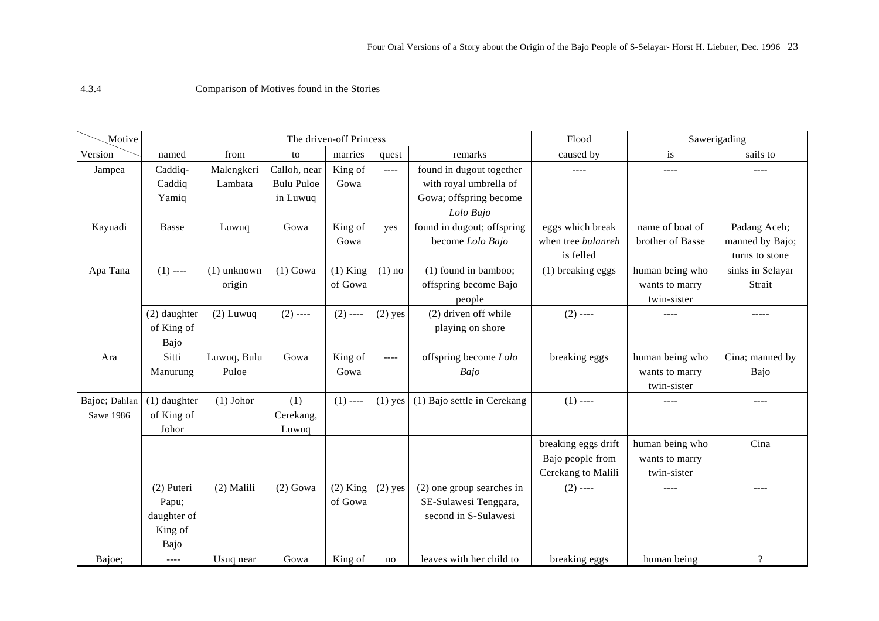4.3.4 Comparison of Motives found in the Stories

| Motive / Version | The driven-off Princess | | | | | | Flood | Sawerigading | |
|---|---|---|---|---|---|---|---|---|---|
| | named | from | to | marries | quest | remarks | caused by | is | sails to |
| Jampea | Caddiq-Caddiq Yamiq | Malengkeri Lambata | Calloh, near Bulu Puloe in Luwuq | King of Gowa | ---- | found in dugout together with royal umbrella of Gowa; offspring become *Lolo Bajo* | ---- | ---- | ---- |
| Kayuadi | Basse | Luwuq | Gowa | King of Gowa | yes | found in dugout; offspring become *Lolo Bajo* | eggs which break when tree *bulanreh* is felled | name of boat of brother of Basse | Padang Aceh; manned by Bajo; turns to stone |
| Apa Tana | (1) ---- | (1) unknown origin | (1) Gowa | (1) King of Gowa | (1) no | (1) found in bamboo; offspring become Bajo people | (1) breaking eggs | human being who wants to marry twin-sister | sinks in Selayar Strait |
| | (2) daughter of King of Bajo | (2) Luwuq | (2) ---- | (2) ---- | (2) yes | (2) driven off while playing on shore | (2) ---- | ---- | ----- |
| Ara | Sitti Manurung | Luwuq, Bulu Puloe | Gowa | King of Gowa | ---- | offspring become *Lolo Bajo* | breaking eggs | human being who wants to marry twin-sister | Cina; manned by Bajo |
| Bajoe; Dahlan Sawe 1986 | (1) daughter of King of Johor | (1) Johor | (1) Cerekang, Luwuq | (1) ---- | (1) yes | (1) Bajo settle in Cerekang | (1) ---- | ---- | ---- |
| | | | | | | | breaking eggs drift Bajo people from Cerekang to Malili | human being who wants to marry twin-sister | Cina |
| | (2) Puteri Papu; daughter of King of Bajo | (2) Malili | (2) Gowa | (2) King of Gowa | (2) yes | (2) one group searches in SE-Sulawesi Tenggara, second in S-Sulawesi | (2) ---- | ---- | ---- |
| Bajoe; | ---- | Usuq near | Gowa | King of | no | leaves with her child to | breaking eggs | human being | ? |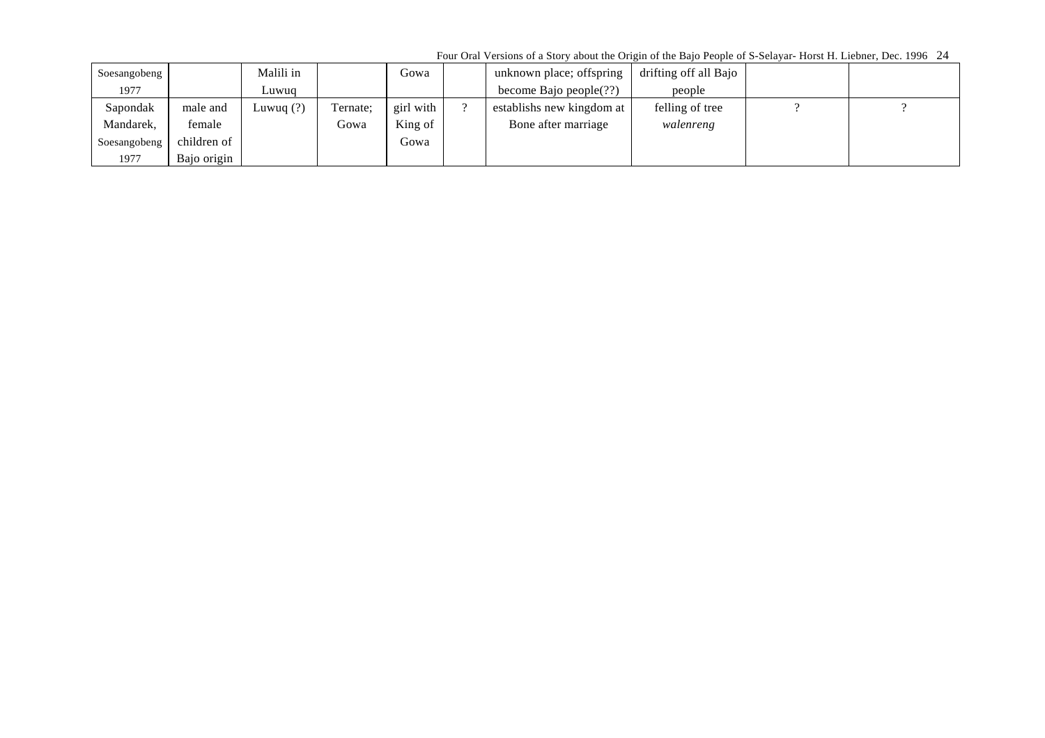| | | | | | | | | | |
|---|---|---|---|---|---|---|---|---|---|
| Soesangobeng 1977 | | Malili in Luwuq | | Gowa | | unknown place; offspring become Bajo people(??) | drifting off all Bajo people | | |
| Sapondak Mandarek, Soesangobeng 1977 | male and female children of Bajo origin | Luwuq (?) | Ternate; Gowa | girl with King of Gowa | ? | establishs new kingdom at Bone after marriage | felling of tree *walenreng* | ? | ? |